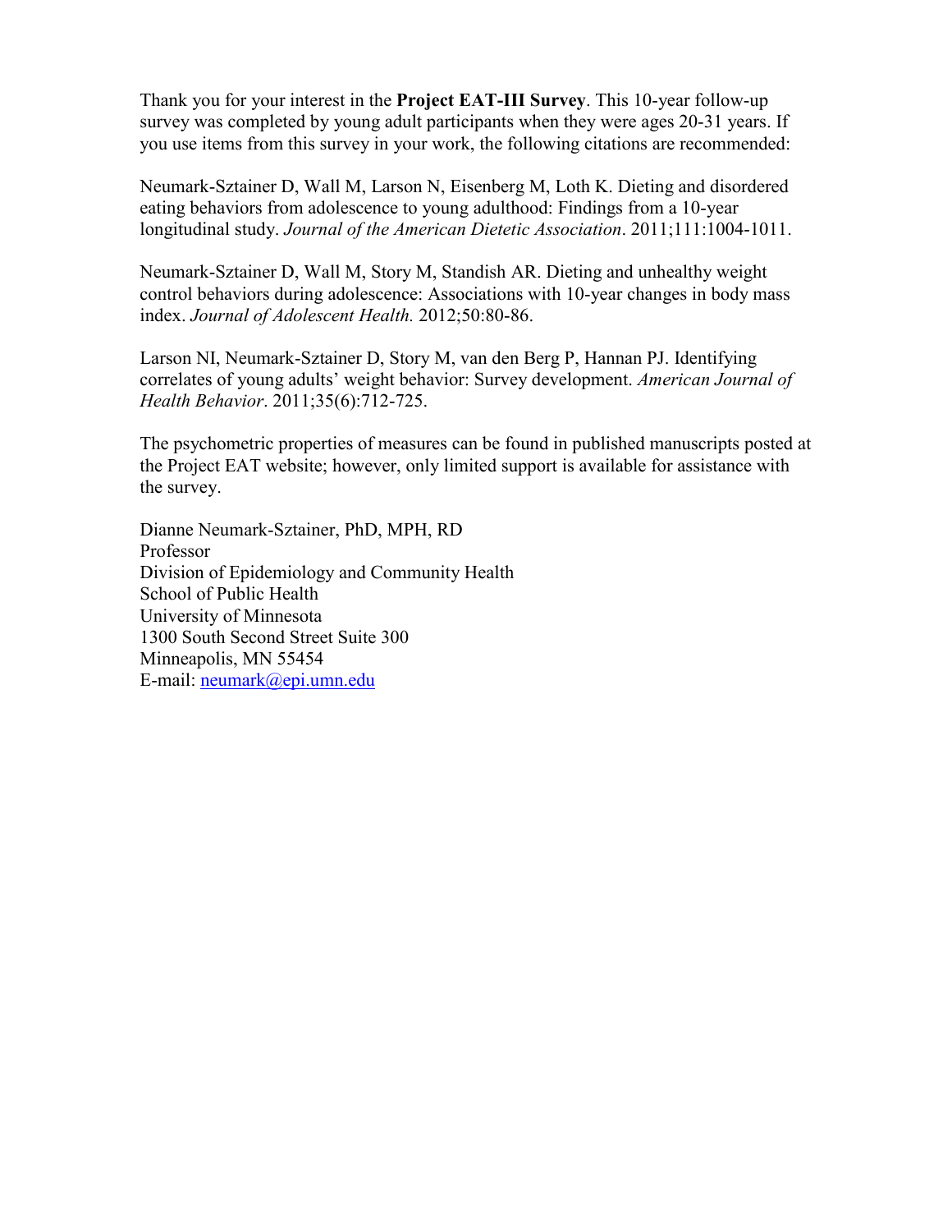Thank you for your interest in the **Project EAT-III Survey**. This 10-year follow-up survey was completed by young adult participants when they were ages 20-31 years. If you use items from this survey in your work, the following citations are recommended:

Neumark-Sztainer D, Wall M, Larson N, Eisenberg M, Loth K. Dieting and disordered eating behaviors from adolescence to young adulthood: Findings from a 10-year longitudinal study. *Journal of the American Dietetic Association*. 2011;111:1004-1011.

Neumark-Sztainer D, Wall M, Story M, Standish AR. Dieting and unhealthy weight control behaviors during adolescence: Associations with 10-year changes in body mass index. *Journal of Adolescent Health.* 2012;50:80-86.

Larson NI, Neumark-Sztainer D, Story M, van den Berg P, Hannan PJ. Identifying correlates of young adults' weight behavior: Survey development. *American Journal of Health Behavior*. 2011;35(6):712-725.

The psychometric properties of measures can be found in published manuscripts posted at the Project EAT website; however, only limited support is available for assistance with the survey.

Dianne Neumark-Sztainer, PhD, MPH, RD
Professor
Division of Epidemiology and Community Health
School of Public Health
University of Minnesota
1300 South Second Street Suite 300
Minneapolis, MN 55454
E-mail: neumark@epi.umn.edu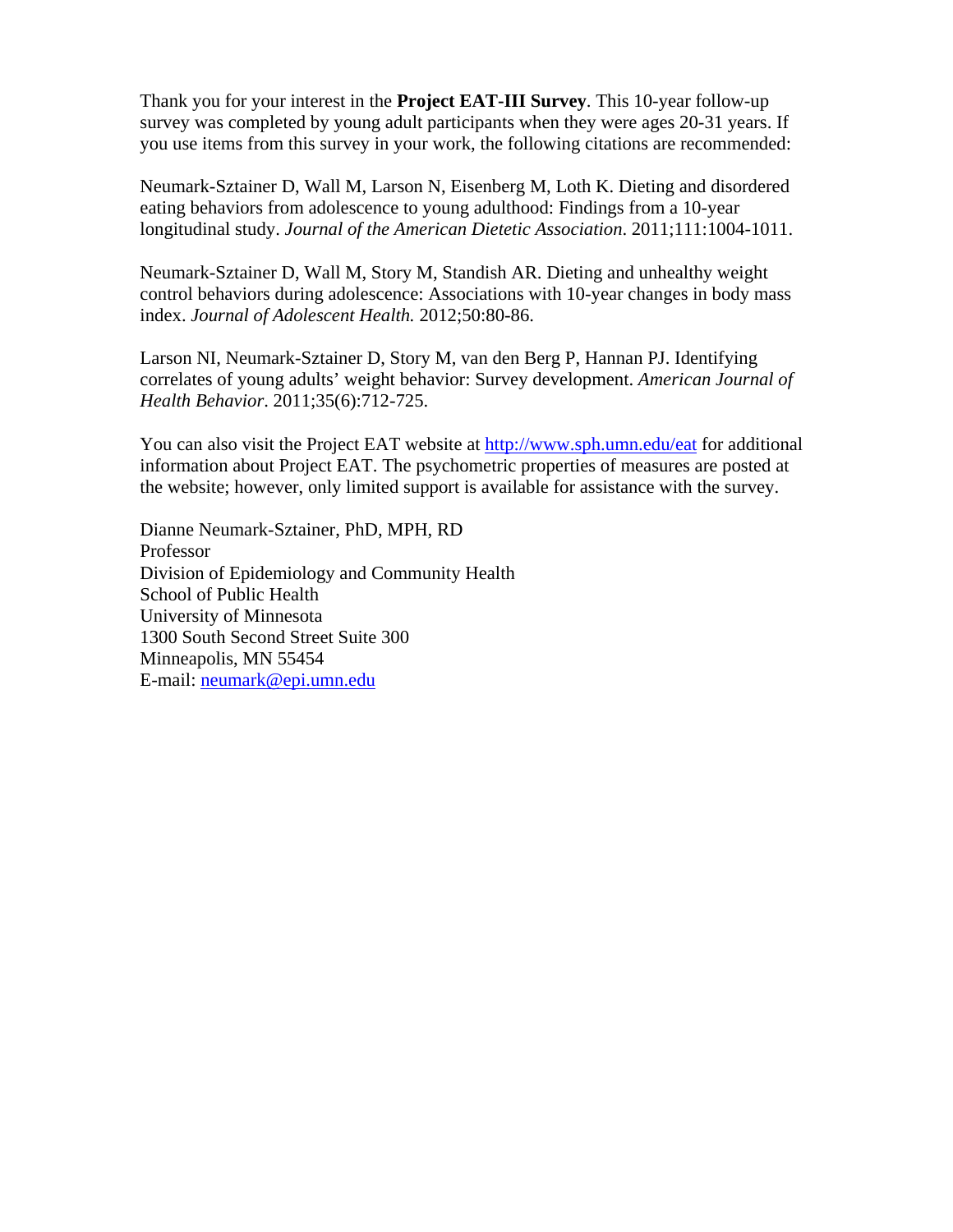Thank you for your interest in the **Project EAT-III Survey**. This 10-year follow-up survey was completed by young adult participants when they were ages 20-31 years. If you use items from this survey in your work, the following citations are recommended:

Neumark-Sztainer D, Wall M, Larson N, Eisenberg M, Loth K. Dieting and disordered eating behaviors from adolescence to young adulthood: Findings from a 10-year longitudinal study. *Journal of the American Dietetic Association*. 2011;111:1004-1011.

Neumark-Sztainer D, Wall M, Story M, Standish AR. Dieting and unhealthy weight control behaviors during adolescence: Associations with 10-year changes in body mass index. *Journal of Adolescent Health.* 2012;50:80-86.

Larson NI, Neumark-Sztainer D, Story M, van den Berg P, Hannan PJ. Identifying correlates of young adults' weight behavior: Survey development. *American Journal of Health Behavior*. 2011;35(6):712-725.

You can also visit the Project EAT website at http://www.sph.umn.edu/eat for additional information about Project EAT. The psychometric properties of measures are posted at the website; however, only limited support is available for assistance with the survey.

Dianne Neumark-Sztainer, PhD, MPH, RD
Professor
Division of Epidemiology and Community Health
School of Public Health
University of Minnesota
1300 South Second Street Suite 300
Minneapolis, MN 55454
E-mail: neumark@epi.umn.edu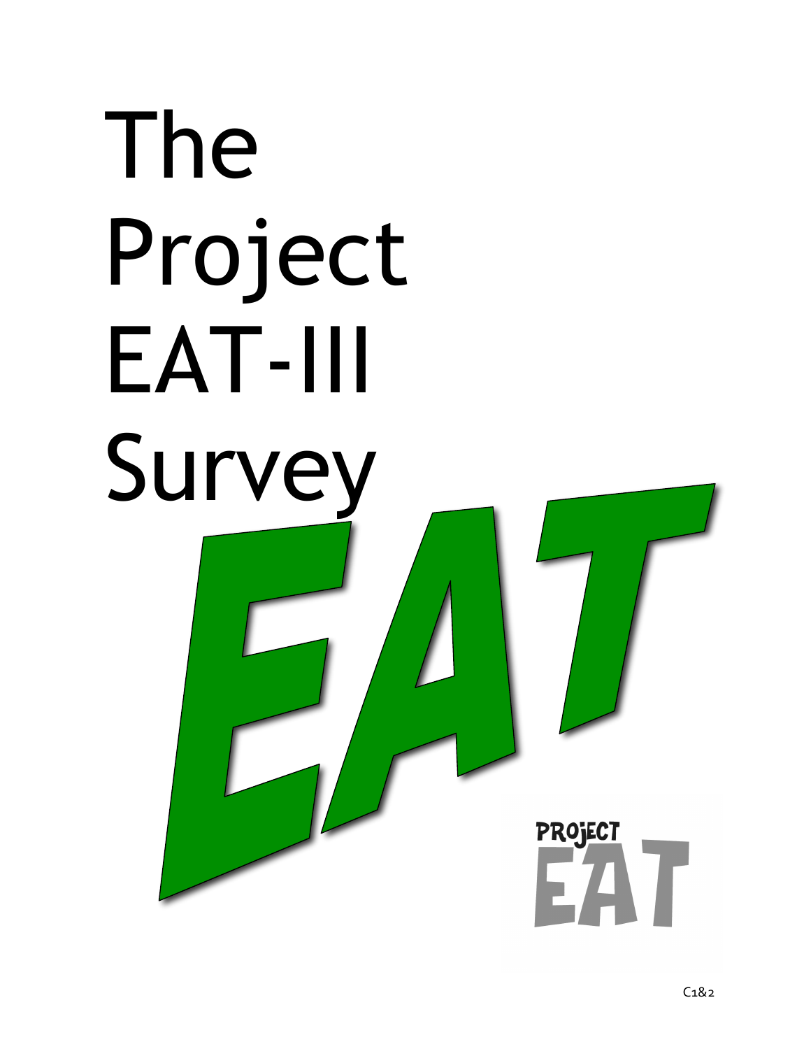# The Project EAT-III Survey

C1&2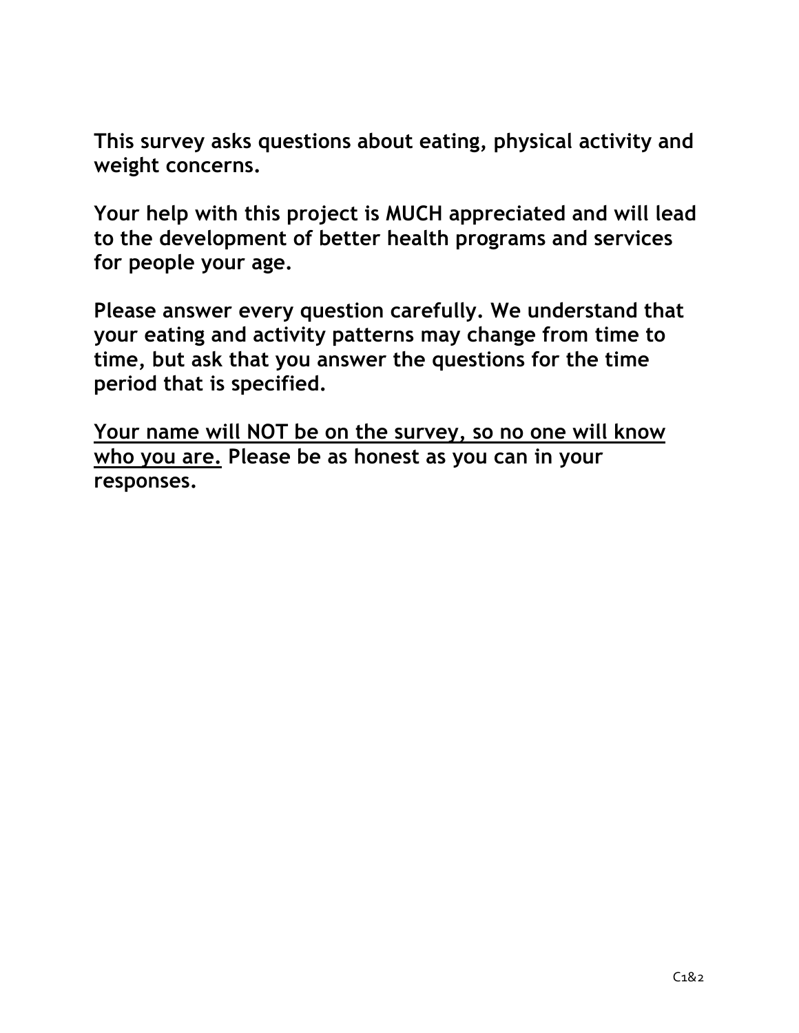**This survey asks questions about eating, physical activity and weight concerns.**

**Your help with this project is MUCH appreciated and will lead to the development of better health programs and services for people your age.**

**Please answer every question carefully. We understand that your eating and activity patterns may change from time to time, but ask that you answer the questions for the time period that is specified.**

<u>**Your name will NOT be on the survey, so no one will know who you are.**</u> **Please be as honest as you can in your responses.**

C1&2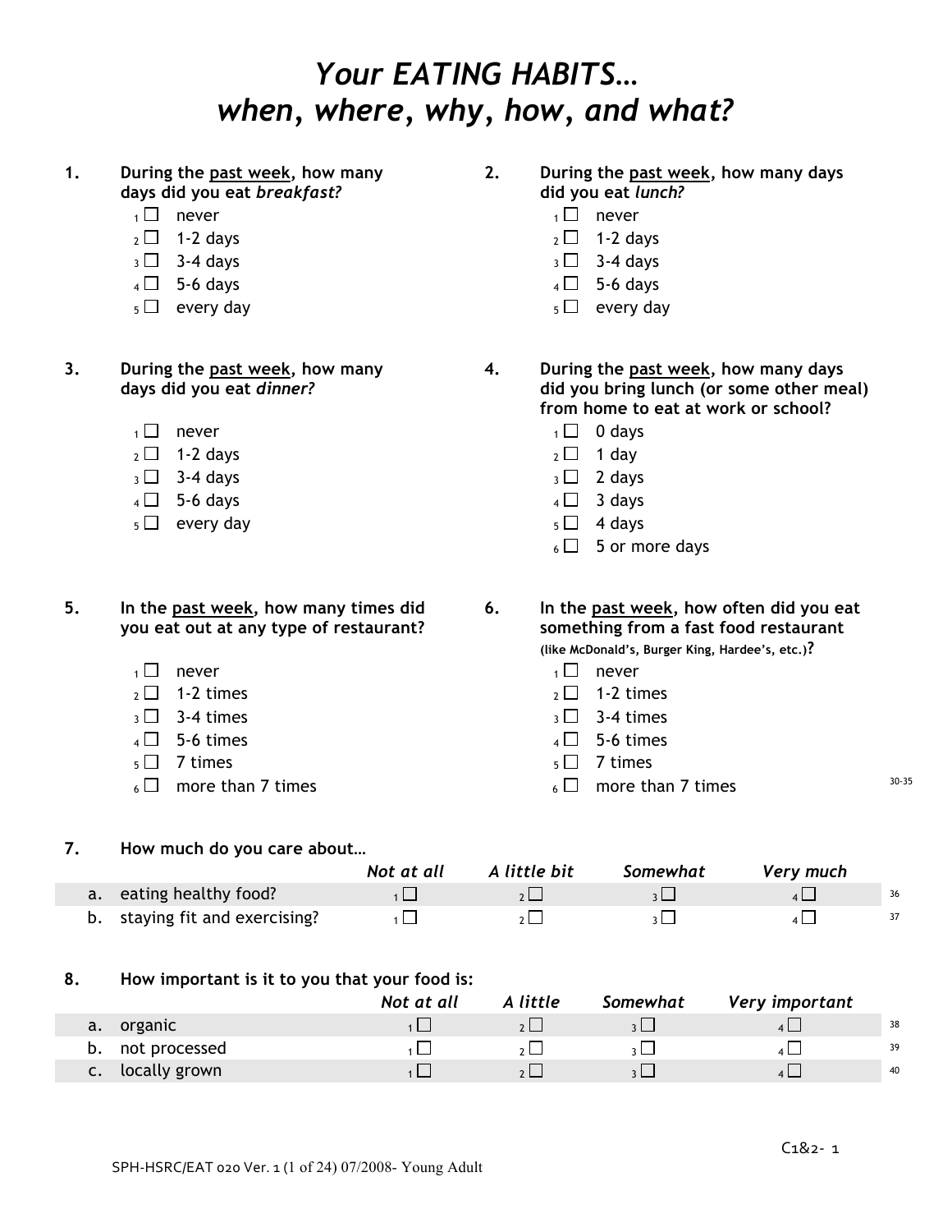# *Your EATING HABITS… when, where, why, how, and what?*

**1. During the past week, how many days did you eat *breakfast?***

- 1 ☐ never
- 2 ☐ 1-2 days
- 3 ☐ 3-4 days
- 4 ☐ 5-6 days
- 5 ☐ every day

**2. During the past week, how many days did you eat *lunch?***

- 1 ☐ never
- 2 ☐ 1-2 days
- 3 ☐ 3-4 days
- 4 ☐ 5-6 days
- 5 ☐ every day

**3. During the past week, how many days did you eat *dinner?***

- 1 ☐ never
- 2 ☐ 1-2 days
- 3 ☐ 3-4 days
- 4 ☐ 5-6 days
- 5 ☐ every day

**4. During the past week, how many days did you bring lunch (or some other meal) from home to eat at work or school?**

- 1 ☐ 0 days
- 2 ☐ 1 day
- 3 ☐ 2 days
- 4 ☐ 3 days
- 5 ☐ 4 days
- 6 ☐ 5 or more days

**5. In the past week, how many times did you eat out at any type of restaurant?**

- 1 ☐ never
- 2 ☐ 1-2 times
- 3 ☐ 3-4 times
- 4 ☐ 5-6 times
- 5 ☐ 7 times
- 6 ☐ more than 7 times

**6. In the past week, how often did you eat something from a fast food restaurant (like McDonald's, Burger King, Hardee's, etc.)?**

- 1 ☐ never
- 2 ☐ 1-2 times
- 3 ☐ 3-4 times
- 4 ☐ 5-6 times
- 5 ☐ 7 times
- 6 ☐ more than 7 times

30-35

**7. How much do you care about…**

| | *Not at all* | *A little bit* | *Somewhat* | *Very much* | |
|---|---|---|---|---|---|
| a. eating healthy food? | 1 ☐ | 2 ☐ | 3 ☐ | 4 ☐ | 36 |
| b. staying fit and exercising? | 1 ☐ | 2 ☐ | 3 ☐ | 4 ☐ | 37 |

**8. How important is it to you that your food is:**

| | *Not at all* | *A little* | *Somewhat* | *Very important* | |
|---|---|---|---|---|---|
| a. organic | 1 ☐ | 2 ☐ | 3 ☐ | 4 ☐ | 38 |
| b. not processed | 1 ☐ | 2 ☐ | 3 ☐ | 4 ☐ | 39 |
| c. locally grown | 1 ☐ | 2 ☐ | 3 ☐ | 4 ☐ | 40 |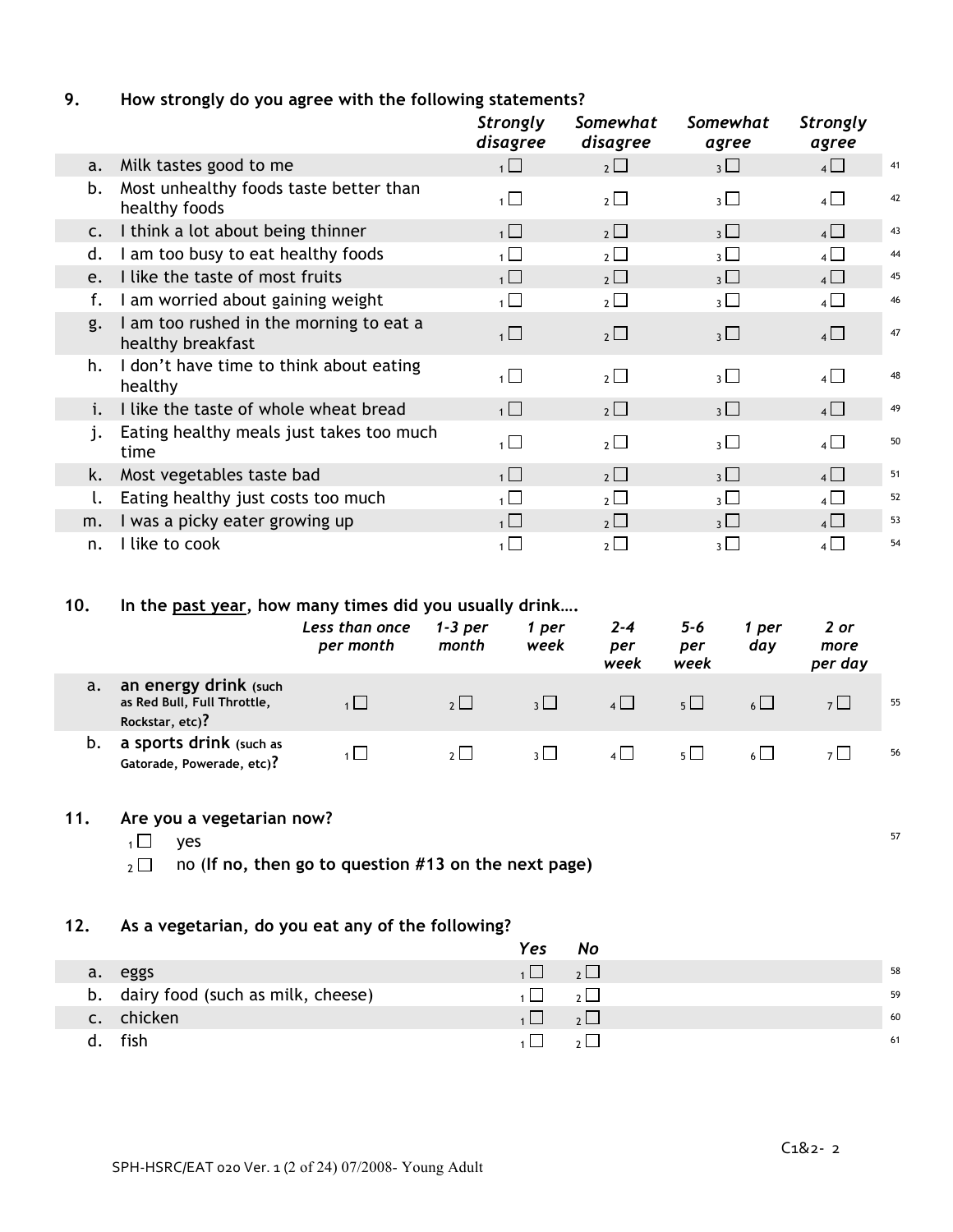**9. How strongly do you agree with the following statements?**

| | | *Strongly disagree* | *Somewhat disagree* | *Somewhat agree* | *Strongly agree* | |
|---|---|---|---|---|---|---|
| a. | Milk tastes good to me | 1 ☐ | 2 ☐ | 3 ☐ | 4 ☐ | 41 |
| b. | Most unhealthy foods taste better than healthy foods | 1 ☐ | 2 ☐ | 3 ☐ | 4 ☐ | 42 |
| c. | I think a lot about being thinner | 1 ☐ | 2 ☐ | 3 ☐ | 4 ☐ | 43 |
| d. | I am too busy to eat healthy foods | 1 ☐ | 2 ☐ | 3 ☐ | 4 ☐ | 44 |
| e. | I like the taste of most fruits | 1 ☐ | 2 ☐ | 3 ☐ | 4 ☐ | 45 |
| f. | I am worried about gaining weight | 1 ☐ | 2 ☐ | 3 ☐ | 4 ☐ | 46 |
| g. | I am too rushed in the morning to eat a healthy breakfast | 1 ☐ | 2 ☐ | 3 ☐ | 4 ☐ | 47 |
| h. | I don't have time to think about eating healthy | 1 ☐ | 2 ☐ | 3 ☐ | 4 ☐ | 48 |
| i. | I like the taste of whole wheat bread | 1 ☐ | 2 ☐ | 3 ☐ | 4 ☐ | 49 |
| j. | Eating healthy meals just takes too much time | 1 ☐ | 2 ☐ | 3 ☐ | 4 ☐ | 50 |
| k. | Most vegetables taste bad | 1 ☐ | 2 ☐ | 3 ☐ | 4 ☐ | 51 |
| l. | Eating healthy just costs too much | 1 ☐ | 2 ☐ | 3 ☐ | 4 ☐ | 52 |
| m. | I was a picky eater growing up | 1 ☐ | 2 ☐ | 3 ☐ | 4 ☐ | 53 |
| n. | I like to cook | 1 ☐ | 2 ☐ | 3 ☐ | 4 ☐ | 54 |

**10. In the past year, how many times did you usually drink….**

| | | *Less than once per month* | *1-3 per month* | *1 per week* | *2-4 per week* | *5-6 per week* | *1 per day* | *2 or more per day* | |
|---|---|---|---|---|---|---|---|---|---|
| a. | **an energy drink** (such as Red Bull, Full Throttle, Rockstar, etc)**?** | 1 ☐ | 2 ☐ | 3 ☐ | 4 ☐ | 5 ☐ | 6 ☐ | 7 ☐ | 55 |
| b. | **a sports drink** (such as Gatorade, Powerade, etc)**?** | 1 ☐ | 2 ☐ | 3 ☐ | 4 ☐ | 5 ☐ | 6 ☐ | 7 ☐ | 56 |

**11. Are you a vegetarian now?**

1 ☐ yes

2 ☐ no (**If no, then go to question #13 on the next page**)

57

**12. As a vegetarian, do you eat any of the following?**

| | | *Yes* | *No* | |
|---|---|---|---|---|
| a. | eggs | 1 ☐ | 2 ☐ | 58 |
| b. | dairy food (such as milk, cheese) | 1 ☐ | 2 ☐ | 59 |
| c. | chicken | 1 ☐ | 2 ☐ | 60 |
| d. | fish | 1 ☐ | 2 ☐ | 61 |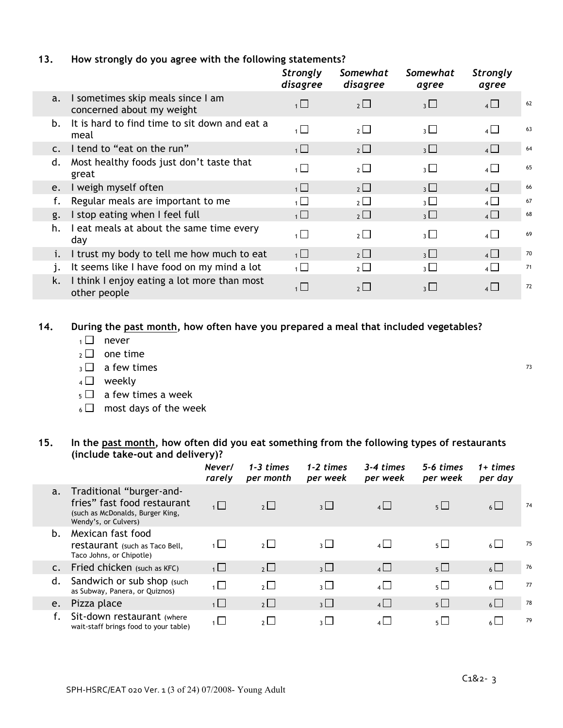**13. How strongly do you agree with the following statements?**

| | | *Strongly disagree* | *Somewhat disagree* | *Somewhat agree* | *Strongly agree* | |
|---|---|---|---|---|---|---|
| a. | I sometimes skip meals since I am concerned about my weight | 1 ☐ | 2 ☐ | 3 ☐ | 4 ☐ | 62 |
| b. | It is hard to find time to sit down and eat a meal | 1 ☐ | 2 ☐ | 3 ☐ | 4 ☐ | 63 |
| c. | I tend to "eat on the run" | 1 ☐ | 2 ☐ | 3 ☐ | 4 ☐ | 64 |
| d. | Most healthy foods just don't taste that great | 1 ☐ | 2 ☐ | 3 ☐ | 4 ☐ | 65 |
| e. | I weigh myself often | 1 ☐ | 2 ☐ | 3 ☐ | 4 ☐ | 66 |
| f. | Regular meals are important to me | 1 ☐ | 2 ☐ | 3 ☐ | 4 ☐ | 67 |
| g. | I stop eating when I feel full | 1 ☐ | 2 ☐ | 3 ☐ | 4 ☐ | 68 |
| h. | I eat meals at about the same time every day | 1 ☐ | 2 ☐ | 3 ☐ | 4 ☐ | 69 |
| i. | I trust my body to tell me how much to eat | 1 ☐ | 2 ☐ | 3 ☐ | 4 ☐ | 70 |
| j. | It seems like I have food on my mind a lot | 1 ☐ | 2 ☐ | 3 ☐ | 4 ☐ | 71 |
| k. | I think I enjoy eating a lot more than most other people | 1 ☐ | 2 ☐ | 3 ☐ | 4 ☐ | 72 |

**14. During the past month, how often have you prepared a meal that included vegetables?** 73

- 1 ☐ never
- 2 ☐ one time
- 3 ☐ a few times
- 4 ☐ weekly
- 5 ☐ a few times a week
- 6 ☐ most days of the week

**15. In the past month, how often did you eat something from the following types of restaurants (include take-out and delivery)?**

| | | *Never/ rarely* | *1-3 times per month* | *1-2 times per week* | *3-4 times per week* | *5-6 times per week* | *1+ times per day* | |
|---|---|---|---|---|---|---|---|---|
| a. | Traditional "burger-and-fries" fast food restaurant (such as McDonalds, Burger King, Wendy's, or Culvers) | 1 ☐ | 2 ☐ | 3 ☐ | 4 ☐ | 5 ☐ | 6 ☐ | 74 |
| b. | Mexican fast food restaurant (such as Taco Bell, Taco Johns, or Chipotle) | 1 ☐ | 2 ☐ | 3 ☐ | 4 ☐ | 5 ☐ | 6 ☐ | 75 |
| c. | Fried chicken (such as KFC) | 1 ☐ | 2 ☐ | 3 ☐ | 4 ☐ | 5 ☐ | 6 ☐ | 76 |
| d. | Sandwich or sub shop (such as Subway, Panera, or Quiznos) | 1 ☐ | 2 ☐ | 3 ☐ | 4 ☐ | 5 ☐ | 6 ☐ | 77 |
| e. | Pizza place | 1 ☐ | 2 ☐ | 3 ☐ | 4 ☐ | 5 ☐ | 6 ☐ | 78 |
| f. | Sit-down restaurant (where wait-staff brings food to your table) | 1 ☐ | 2 ☐ | 3 ☐ | 4 ☐ | 5 ☐ | 6 ☐ | 79 |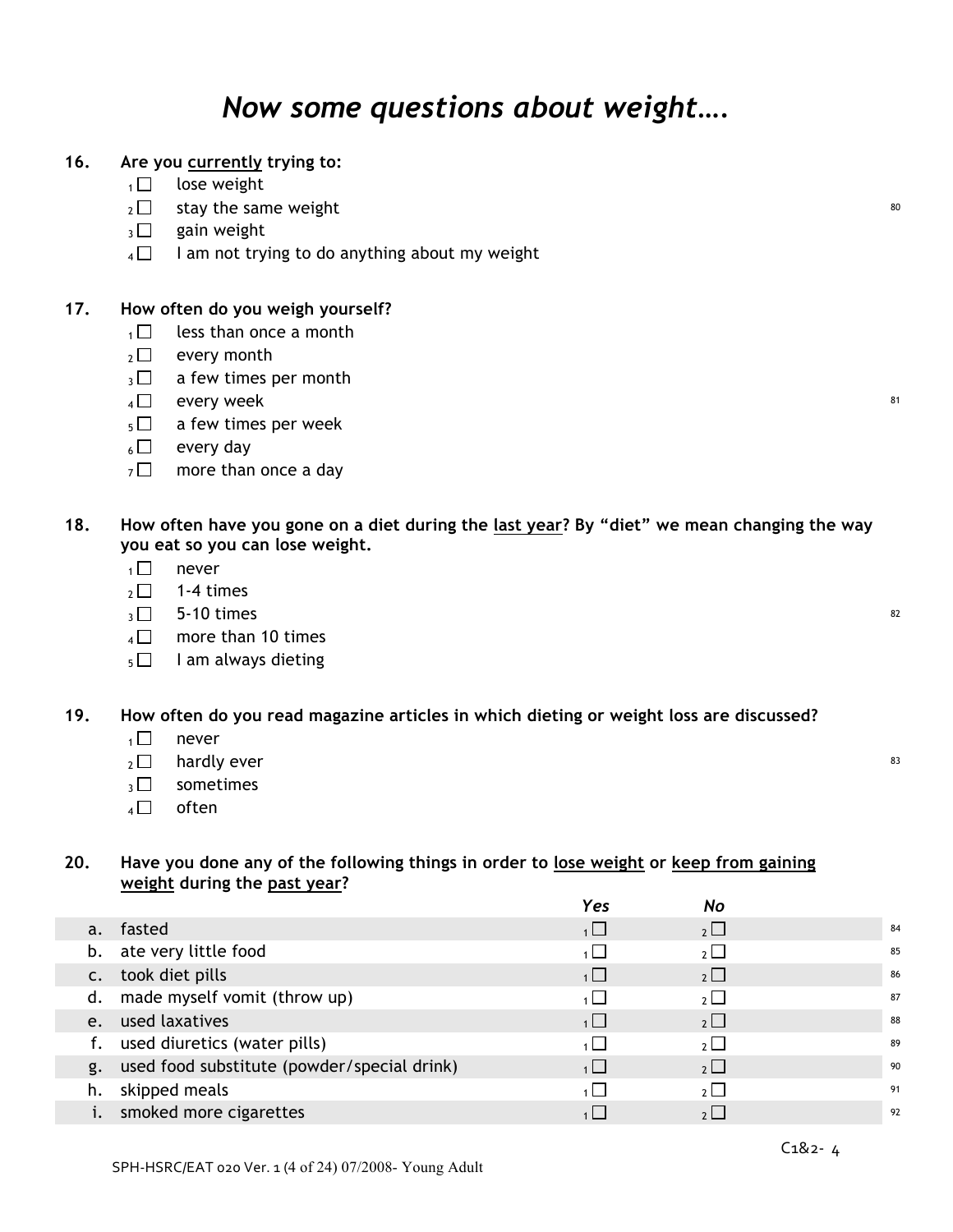# *Now some questions about weight….*

**16. Are you currently trying to:**

- ₁☐ lose weight
- ₂☐ stay the same weight
- ₃☐ gain weight
- ₄☐ I am not trying to do anything about my weight

80

**17. How often do you weigh yourself?**

- ₁☐ less than once a month
- ₂☐ every month
- ₃☐ a few times per month
- ₄☐ every week
- ₅☐ a few times per week
- ₆☐ every day
- ₇☐ more than once a day

81

**18. How often have you gone on a diet during the last year? By "diet" we mean changing the way you eat so you can lose weight.**

- ₁☐ never
- ₂☐ 1-4 times
- ₃☐ 5-10 times
- ₄☐ more than 10 times
- ₅☐ I am always dieting

82

**19. How often do you read magazine articles in which dieting or weight loss are discussed?**

- ₁☐ never
- ₂☐ hardly ever
- ₃☐ sometimes
- ₄☐ often

83

**20. Have you done any of the following things in order to lose weight or keep from gaining weight during the past year?**

| | | *Yes* | *No* | |
|---|---|---|---|---|
| a. | fasted | 1 ☐ | 2 ☐ | 84 |
| b. | ate very little food | 1 ☐ | 2 ☐ | 85 |
| c. | took diet pills | 1 ☐ | 2 ☐ | 86 |
| d. | made myself vomit (throw up) | 1 ☐ | 2 ☐ | 87 |
| e. | used laxatives | 1 ☐ | 2 ☐ | 88 |
| f. | used diuretics (water pills) | 1 ☐ | 2 ☐ | 89 |
| g. | used food substitute (powder/special drink) | 1 ☐ | 2 ☐ | 90 |
| h. | skipped meals | 1 ☐ | 2 ☐ | 91 |
| i. | smoked more cigarettes | 1 ☐ | 2 ☐ | 92 |

C1&2- 4

SPH-HSRC/EAT 020 Ver. 1 (4 of 24) 07/2008- Young Adult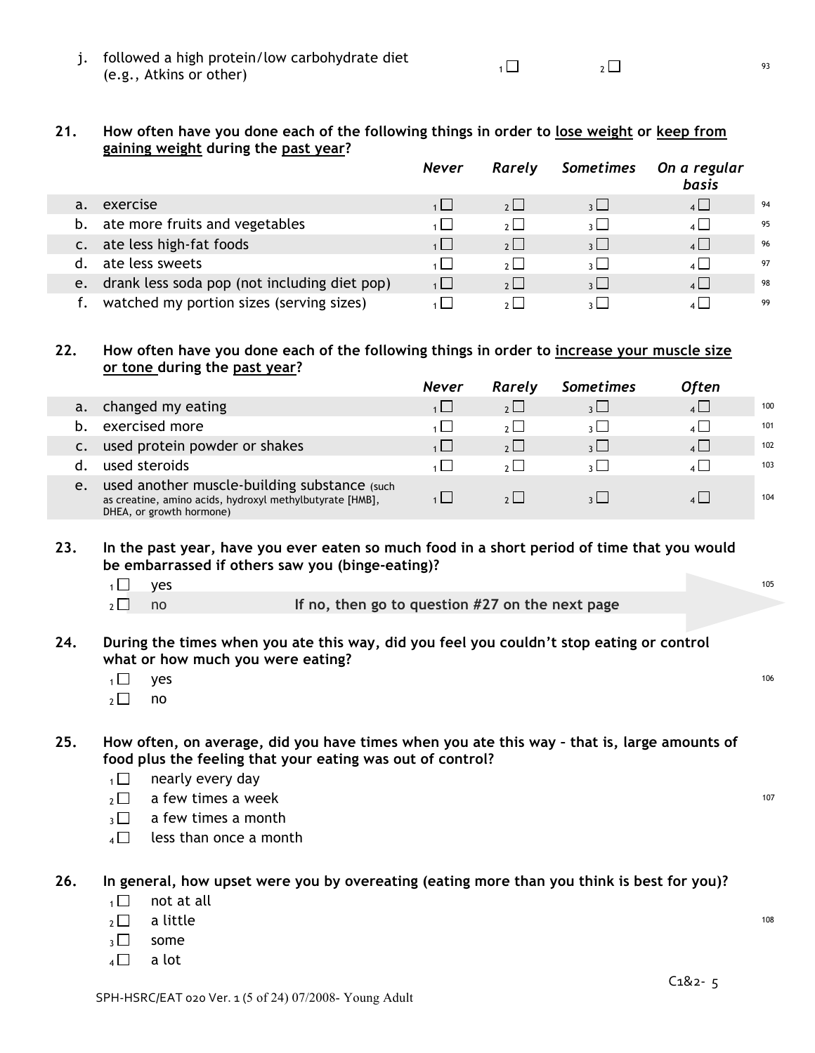| | | | | |
|---|---|---|---|---|
| j. followed a high protein/low carbohydrate diet (e.g., Atkins or other) | 1 ☐ | 2 ☐ | | 93 |

**21. How often have you done each of the following things in order to <u>lose weight</u> or <u>keep from gaining weight</u> during the <u>past year</u>?**

| | *Never* | *Rarely* | *Sometimes* | *On a regular basis* | |
|---|---|---|---|---|---|
| a. exercise | 1 ☐ | 2 ☐ | 3 ☐ | 4 ☐ | 94 |
| b. ate more fruits and vegetables | 1 ☐ | 2 ☐ | 3 ☐ | 4 ☐ | 95 |
| c. ate less high-fat foods | 1 ☐ | 2 ☐ | 3 ☐ | 4 ☐ | 96 |
| d. ate less sweets | 1 ☐ | 2 ☐ | 3 ☐ | 4 ☐ | 97 |
| e. drank less soda pop (not including diet pop) | 1 ☐ | 2 ☐ | 3 ☐ | 4 ☐ | 98 |
| f. watched my portion sizes (serving sizes) | 1 ☐ | 2 ☐ | 3 ☐ | 4 ☐ | 99 |

**22. How often have you done each of the following things in order to <u>increase your muscle size or tone</u> during the <u>past year</u>?**

| | *Never* | *Rarely* | *Sometimes* | *Often* | |
|---|---|---|---|---|---|
| a. changed my eating | 1 ☐ | 2 ☐ | 3 ☐ | 4 ☐ | 100 |
| b. exercised more | 1 ☐ | 2 ☐ | 3 ☐ | 4 ☐ | 101 |
| c. used protein powder or shakes | 1 ☐ | 2 ☐ | 3 ☐ | 4 ☐ | 102 |
| d. used steroids | 1 ☐ | 2 ☐ | 3 ☐ | 4 ☐ | 103 |
| e. used another muscle-building substance (such as creatine, amino acids, hydroxyl methylbutyrate [HMB], DHEA, or growth hormone) | 1 ☐ | 2 ☐ | 3 ☐ | 4 ☐ | 104 |

**23. In the past year, have you ever eaten so much food in a short period of time that you would be embarrassed if others saw you (binge-eating)?** 105

- 1 ☐ yes
- 2 ☐ no — **If no, then go to question #27 on the next page**

**24. During the times when you ate this way, did you feel you couldn't stop eating or control what or how much you were eating?** 106

- 1 ☐ yes
- 2 ☐ no

**25. How often, on average, did you have times when you ate this way – that is, large amounts of food plus the feeling that your eating was out of control?** 107

- 1 ☐ nearly every day
- 2 ☐ a few times a week
- 3 ☐ a few times a month
- 4 ☐ less than once a month

**26. In general, how upset were you by overeating (eating more than you think is best for you)?** 108

- 1 ☐ not at all
- 2 ☐ a little
- 3 ☐ some
- 4 ☐ a lot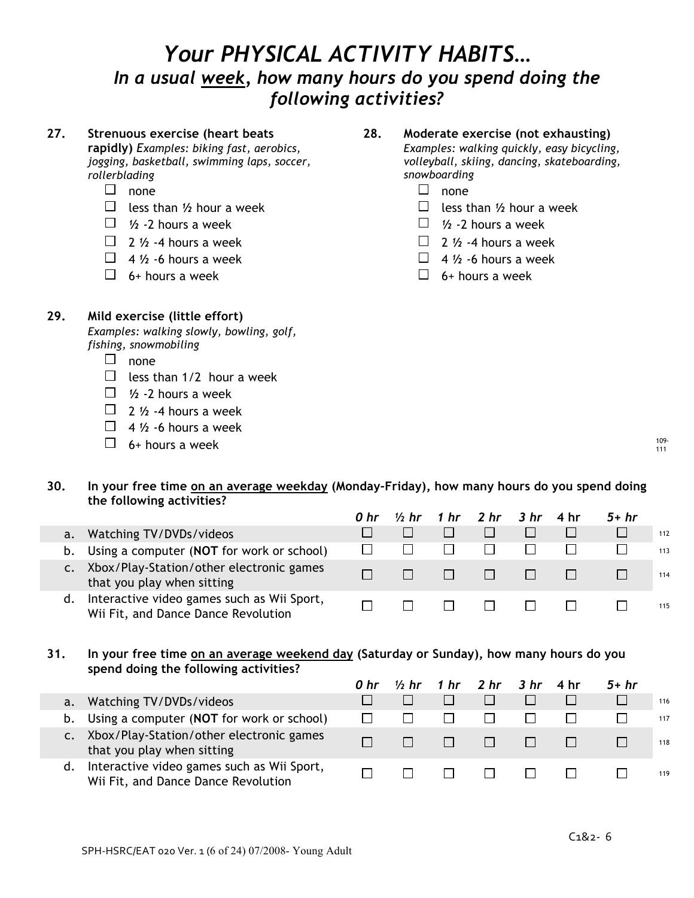# *Your PHYSICAL ACTIVITY HABITS…*
## *In a usual week, how many hours do you spend doing the following activities?*

**27. Strenuous exercise (heart beats rapidly)** *Examples: biking fast, aerobics, jogging, basketball, swimming laps, soccer, rollerblading*

- ☐ none
- ☐ less than ½ hour a week
- ☐ ½ -2 hours a week
- ☐ 2 ½ -4 hours a week
- ☐ 4 ½ -6 hours a week
- ☐ 6+ hours a week

**28. Moderate exercise (not exhausting)** *Examples: walking quickly, easy bicycling, volleyball, skiing, dancing, skateboarding, snowboarding*

- ☐ none
- ☐ less than ½ hour a week
- ☐ ½ -2 hours a week
- ☐ 2 ½ -4 hours a week
- ☐ 4 ½ -6 hours a week
- ☐ 6+ hours a week

**29. Mild exercise (little effort)** *Examples: walking slowly, bowling, golf, fishing, snowmobiling*

- ☐ none
- ☐ less than 1/2 hour a week
- ☐ ½ -2 hours a week
- ☐ 2 ½ -4 hours a week
- ☐ 4 ½ -6 hours a week
- ☐ 6+ hours a week

109-111

**30. In your free time on an average weekday (Monday-Friday), how many hours do you spend doing the following activities?**

| | | *0 hr* | *½ hr* | *1 hr* | *2 hr* | *3 hr* | 4 hr | *5+ hr* | |
|---|---|---|---|---|---|---|---|---|---|
| a. | Watching TV/DVDs/videos | ☐ | ☐ | ☐ | ☐ | ☐ | ☐ | ☐ | 112 |
| b. | Using a computer (**NOT** for work or school) | ☐ | ☐ | ☐ | ☐ | ☐ | ☐ | ☐ | 113 |
| c. | Xbox/Play-Station/other electronic games that you play when sitting | ☐ | ☐ | ☐ | ☐ | ☐ | ☐ | ☐ | 114 |
| d. | Interactive video games such as Wii Sport, Wii Fit, and Dance Dance Revolution | ☐ | ☐ | ☐ | ☐ | ☐ | ☐ | ☐ | 115 |

**31. In your free time on an average weekend day (Saturday or Sunday), how many hours do you spend doing the following activities?**

| | | *0 hr* | *½ hr* | *1 hr* | *2 hr* | *3 hr* | 4 hr | *5+ hr* | |
|---|---|---|---|---|---|---|---|---|---|
| a. | Watching TV/DVDs/videos | ☐ | ☐ | ☐ | ☐ | ☐ | ☐ | ☐ | 116 |
| b. | Using a computer (**NOT** for work or school) | ☐ | ☐ | ☐ | ☐ | ☐ | ☐ | ☐ | 117 |
| c. | Xbox/Play-Station/other electronic games that you play when sitting | ☐ | ☐ | ☐ | ☐ | ☐ | ☐ | ☐ | 118 |
| d. | Interactive video games such as Wii Sport, Wii Fit, and Dance Dance Revolution | ☐ | ☐ | ☐ | ☐ | ☐ | ☐ | ☐ | 119 |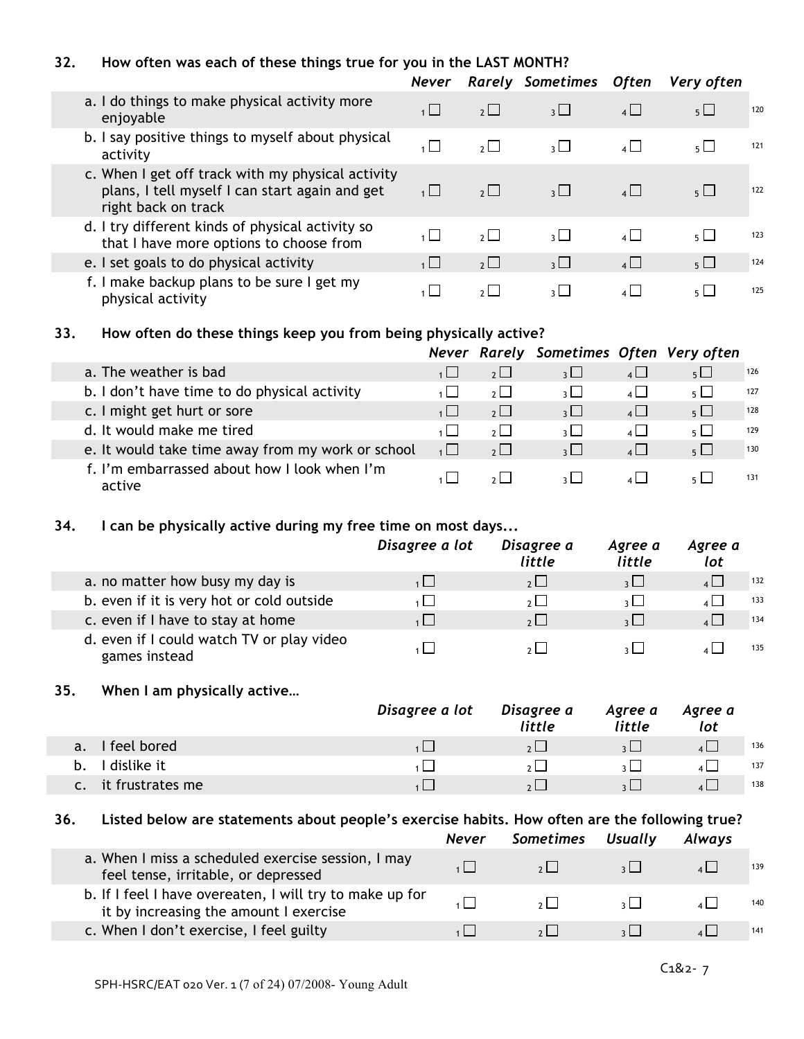**32. How often was each of these things true for you in the LAST MONTH?**

| | *Never* | *Rarely* | *Sometimes* | *Often* | *Very often* | |
|---|---|---|---|---|---|---|
| a. I do things to make physical activity more enjoyable | 1 ☐ | 2 ☐ | 3 ☐ | 4 ☐ | 5 ☐ | 120 |
| b. I say positive things to myself about physical activity | 1 ☐ | 2 ☐ | 3 ☐ | 4 ☐ | 5 ☐ | 121 |
| c. When I get off track with my physical activity plans, I tell myself I can start again and get right back on track | 1 ☐ | 2 ☐ | 3 ☐ | 4 ☐ | 5 ☐ | 122 |
| d. I try different kinds of physical activity so that I have more options to choose from | 1 ☐ | 2 ☐ | 3 ☐ | 4 ☐ | 5 ☐ | 123 |
| e. I set goals to do physical activity | 1 ☐ | 2 ☐ | 3 ☐ | 4 ☐ | 5 ☐ | 124 |
| f. I make backup plans to be sure I get my physical activity | 1 ☐ | 2 ☐ | 3 ☐ | 4 ☐ | 5 ☐ | 125 |

**33. How often do these things keep you from being physically active?**

| | *Never* | *Rarely* | *Sometimes* | *Often* | *Very often* | |
|---|---|---|---|---|---|---|
| a. The weather is bad | 1 ☐ | 2 ☐ | 3 ☐ | 4 ☐ | 5 ☐ | 126 |
| b. I don't have time to do physical activity | 1 ☐ | 2 ☐ | 3 ☐ | 4 ☐ | 5 ☐ | 127 |
| c. I might get hurt or sore | 1 ☐ | 2 ☐ | 3 ☐ | 4 ☐ | 5 ☐ | 128 |
| d. It would make me tired | 1 ☐ | 2 ☐ | 3 ☐ | 4 ☐ | 5 ☐ | 129 |
| e. It would take time away from my work or school | 1 ☐ | 2 ☐ | 3 ☐ | 4 ☐ | 5 ☐ | 130 |
| f. I'm embarrassed about how I look when I'm active | 1 ☐ | 2 ☐ | 3 ☐ | 4 ☐ | 5 ☐ | 131 |

**34. I can be physically active during my free time on most days...**

| | *Disagree a lot* | *Disagree a little* | *Agree a little* | *Agree a lot* | |
|---|---|---|---|---|---|
| a. no matter how busy my day is | 1 ☐ | 2 ☐ | 3 ☐ | 4 ☐ | 132 |
| b. even if it is very hot or cold outside | 1 ☐ | 2 ☐ | 3 ☐ | 4 ☐ | 133 |
| c. even if I have to stay at home | 1 ☐ | 2 ☐ | 3 ☐ | 4 ☐ | 134 |
| d. even if I could watch TV or play video games instead | 1 ☐ | 2 ☐ | 3 ☐ | 4 ☐ | 135 |

**35. When I am physically active…**

| | *Disagree a lot* | *Disagree a little* | *Agree a little* | *Agree a lot* | |
|---|---|---|---|---|---|
| a. I feel bored | 1 ☐ | 2 ☐ | 3 ☐ | 4 ☐ | 136 |
| b. I dislike it | 1 ☐ | 2 ☐ | 3 ☐ | 4 ☐ | 137 |
| c. it frustrates me | 1 ☐ | 2 ☐ | 3 ☐ | 4 ☐ | 138 |

**36. Listed below are statements about people's exercise habits. How often are the following true?**

| | *Never* | *Sometimes* | *Usually* | *Always* | |
|---|---|---|---|---|---|
| a. When I miss a scheduled exercise session, I may feel tense, irritable, or depressed | 1 ☐ | 2 ☐ | 3 ☐ | 4 ☐ | 139 |
| b. If I feel I have overeaten, I will try to make up for it by increasing the amount I exercise | 1 ☐ | 2 ☐ | 3 ☐ | 4 ☐ | 140 |
| c. When I don't exercise, I feel guilty | 1 ☐ | 2 ☐ | 3 ☐ | 4 ☐ | 141 |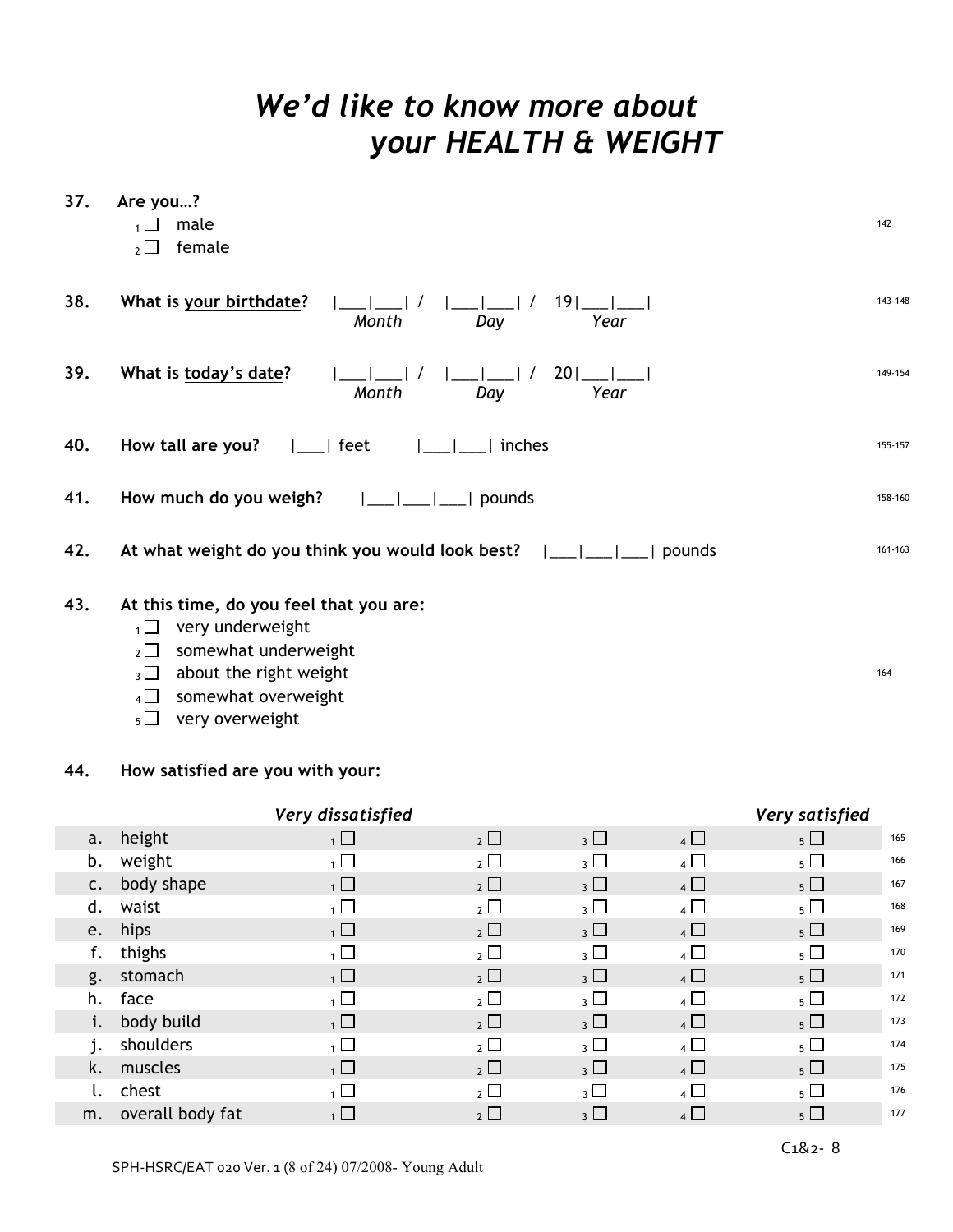# *We'd like to know more about your HEALTH & WEIGHT*

**37. Are you…?**

- ₁☐ male
- ₂☐ female

142

**38. What is your birthdate?** |___|___| / |___|___| / 19|___|___|
*Month* *Day* *Year*

143-148

**39. What is today's date?** |___|___| / |___|___| / 20|___|___|
*Month* *Day* *Year*

149-154

**40. How tall are you?** |___| feet |___|___| inches

155-157

**41. How much do you weigh?** |___|___|___| pounds

158-160

**42. At what weight do you think you would look best?** |___|___|___| pounds

161-163

**43. At this time, do you feel that you are:**

- ₁☐ very underweight
- ₂☐ somewhat underweight
- ₃☐ about the right weight
- ₄☐ somewhat overweight
- ₅☐ very overweight

164

**44. How satisfied are you with your:**

| | | *Very dissatisfied* | | | | *Very satisfied* | |
|---|---|---|---|---|---|---|---|
| a. | height | 1 ☐ | 2 ☐ | 3 ☐ | 4 ☐ | 5 ☐ | 165 |
| b. | weight | 1 ☐ | 2 ☐ | 3 ☐ | 4 ☐ | 5 ☐ | 166 |
| c. | body shape | 1 ☐ | 2 ☐ | 3 ☐ | 4 ☐ | 5 ☐ | 167 |
| d. | waist | 1 ☐ | 2 ☐ | 3 ☐ | 4 ☐ | 5 ☐ | 168 |
| e. | hips | 1 ☐ | 2 ☐ | 3 ☐ | 4 ☐ | 5 ☐ | 169 |
| f. | thighs | 1 ☐ | 2 ☐ | 3 ☐ | 4 ☐ | 5 ☐ | 170 |
| g. | stomach | 1 ☐ | 2 ☐ | 3 ☐ | 4 ☐ | 5 ☐ | 171 |
| h. | face | 1 ☐ | 2 ☐ | 3 ☐ | 4 ☐ | 5 ☐ | 172 |
| i. | body build | 1 ☐ | 2 ☐ | 3 ☐ | 4 ☐ | 5 ☐ | 173 |
| j. | shoulders | 1 ☐ | 2 ☐ | 3 ☐ | 4 ☐ | 5 ☐ | 174 |
| k. | muscles | 1 ☐ | 2 ☐ | 3 ☐ | 4 ☐ | 5 ☐ | 175 |
| l. | chest | 1 ☐ | 2 ☐ | 3 ☐ | 4 ☐ | 5 ☐ | 176 |
| m. | overall body fat | 1 ☐ | 2 ☐ | 3 ☐ | 4 ☐ | 5 ☐ | 177 |

C1&2- 8

SPH-HSRC/EAT 020 Ver. 1 (8 of 24) 07/2008- Young Adult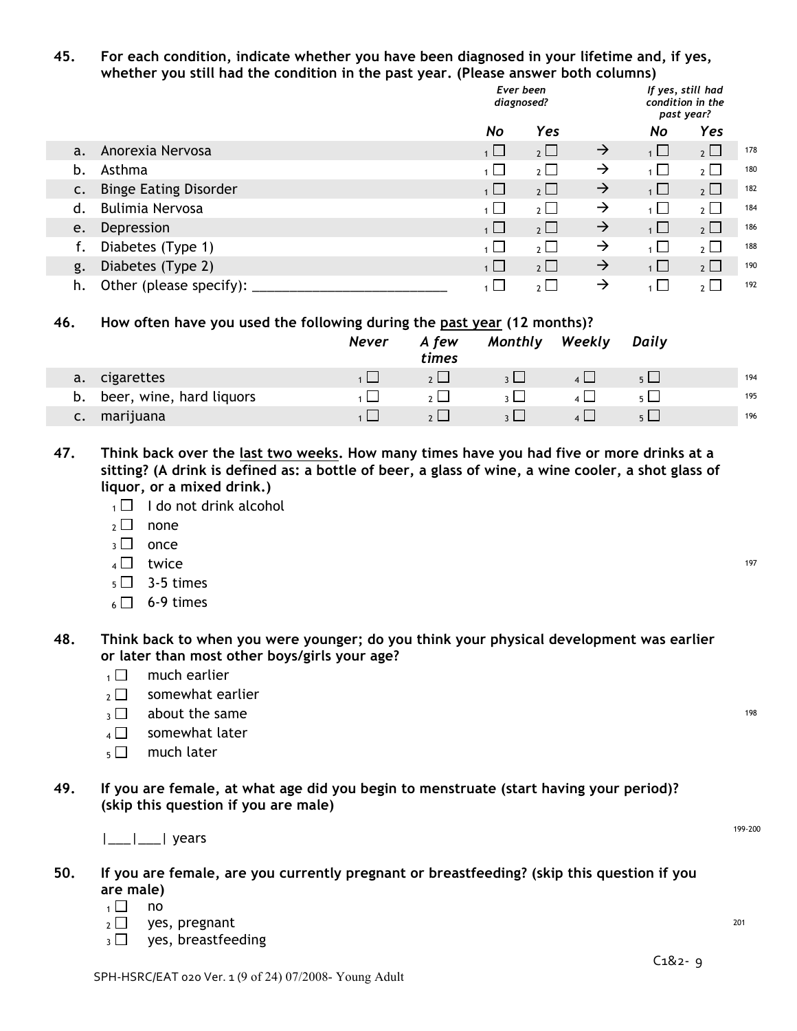**45. For each condition, indicate whether you have been diagnosed in your lifetime and, if yes, whether you still had the condition in the past year. (Please answer both columns)**

| | | *Ever been diagnosed?* | | | *If yes, still had condition in the past year?* | | |
|---|---|---|---|---|---|---|---|
| | | ***No*** | ***Yes*** | | ***No*** | ***Yes*** | |
| a. | Anorexia Nervosa | 1 ☐ | 2 ☐ | → | 1 ☐ | 2 ☐ | 178 |
| b. | Asthma | 1 ☐ | 2 ☐ | → | 1 ☐ | 2 ☐ | 180 |
| c. | Binge Eating Disorder | 1 ☐ | 2 ☐ | → | 1 ☐ | 2 ☐ | 182 |
| d. | Bulimia Nervosa | 1 ☐ | 2 ☐ | → | 1 ☐ | 2 ☐ | 184 |
| e. | Depression | 1 ☐ | 2 ☐ | → | 1 ☐ | 2 ☐ | 186 |
| f. | Diabetes (Type 1) | 1 ☐ | 2 ☐ | → | 1 ☐ | 2 ☐ | 188 |
| g. | Diabetes (Type 2) | 1 ☐ | 2 ☐ | → | 1 ☐ | 2 ☐ | 190 |
| h. | Other (please specify): ___________________________ | 1 ☐ | 2 ☐ | → | 1 ☐ | 2 ☐ | 192 |

**46. How often have you used the following during the past year (12 months)?**

| | | ***Never*** | ***A few times*** | ***Monthly*** | ***Weekly*** | ***Daily*** | |
|---|---|---|---|---|---|---|---|
| a. | cigarettes | 1 ☐ | 2 ☐ | 3 ☐ | 4 ☐ | 5 ☐ | 194 |
| b. | beer, wine, hard liquors | 1 ☐ | 2 ☐ | 3 ☐ | 4 ☐ | 5 ☐ | 195 |
| c. | marijuana | 1 ☐ | 2 ☐ | 3 ☐ | 4 ☐ | 5 ☐ | 196 |

**47. Think back over the last two weeks. How many times have you had five or more drinks at a sitting? (A drink is defined as: a bottle of beer, a glass of wine, a wine cooler, a shot glass of liquor, or a mixed drink.)**

1 ☐ I do not drink alcohol
2 ☐ none
3 ☐ once
4 ☐ twice
5 ☐ 3-5 times
6 ☐ 6-9 times

197

**48. Think back to when you were younger; do you think your physical development was earlier or later than most other boys/girls your age?**

1 ☐ much earlier
2 ☐ somewhat earlier
3 ☐ about the same
4 ☐ somewhat later
5 ☐ much later

198

**49. If you are female, at what age did you begin to menstruate (start having your period)? (skip this question if you are male)**

|___|___| years

199-200

**50. If you are female, are you currently pregnant or breastfeeding? (skip this question if you are male)**

1 ☐ no
2 ☐ yes, pregnant
3 ☐ yes, breastfeeding

201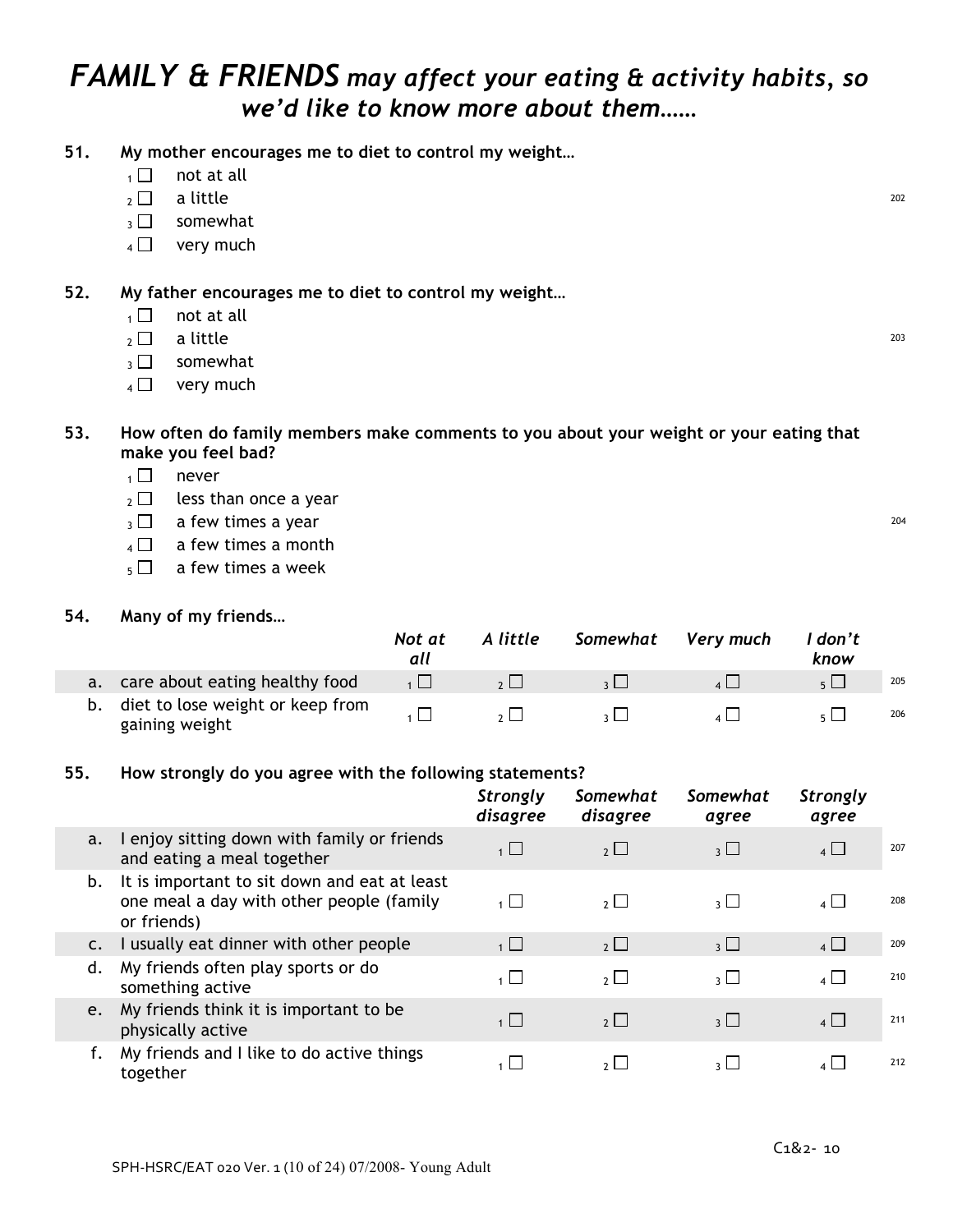# *FAMILY & FRIENDS may affect your eating & activity habits, so we'd like to know more about them……*

**51. My mother encourages me to diet to control my weight…**

- 1 ☐ not at all
- 2 ☐ a little
- 3 ☐ somewhat
- 4 ☐ very much

202

**52. My father encourages me to diet to control my weight…**

- 1 ☐ not at all
- 2 ☐ a little
- 3 ☐ somewhat
- 4 ☐ very much

203

**53. How often do family members make comments to you about your weight or your eating that make you feel bad?**

- 1 ☐ never
- 2 ☐ less than once a year
- 3 ☐ a few times a year
- 4 ☐ a few times a month
- 5 ☐ a few times a week

204

**54. Many of my friends…**

| | | *Not at all* | *A little* | *Somewhat* | *Very much* | *I don't know* | |
|---|---|---|---|---|---|---|---|
| a. | care about eating healthy food | 1 ☐ | 2 ☐ | 3 ☐ | 4 ☐ | 5 ☐ | 205 |
| b. | diet to lose weight or keep from gaining weight | 1 ☐ | 2 ☐ | 3 ☐ | 4 ☐ | 5 ☐ | 206 |

**55. How strongly do you agree with the following statements?**

| | | *Strongly disagree* | *Somewhat disagree* | *Somewhat agree* | *Strongly agree* | |
|---|---|---|---|---|---|---|
| a. | I enjoy sitting down with family or friends and eating a meal together | 1 ☐ | 2 ☐ | 3 ☐ | 4 ☐ | 207 |
| b. | It is important to sit down and eat at least one meal a day with other people (family or friends) | 1 ☐ | 2 ☐ | 3 ☐ | 4 ☐ | 208 |
| c. | I usually eat dinner with other people | 1 ☐ | 2 ☐ | 3 ☐ | 4 ☐ | 209 |
| d. | My friends often play sports or do something active | 1 ☐ | 2 ☐ | 3 ☐ | 4 ☐ | 210 |
| e. | My friends think it is important to be physically active | 1 ☐ | 2 ☐ | 3 ☐ | 4 ☐ | 211 |
| f. | My friends and I like to do active things together | 1 ☐ | 2 ☐ | 3 ☐ | 4 ☐ | 212 |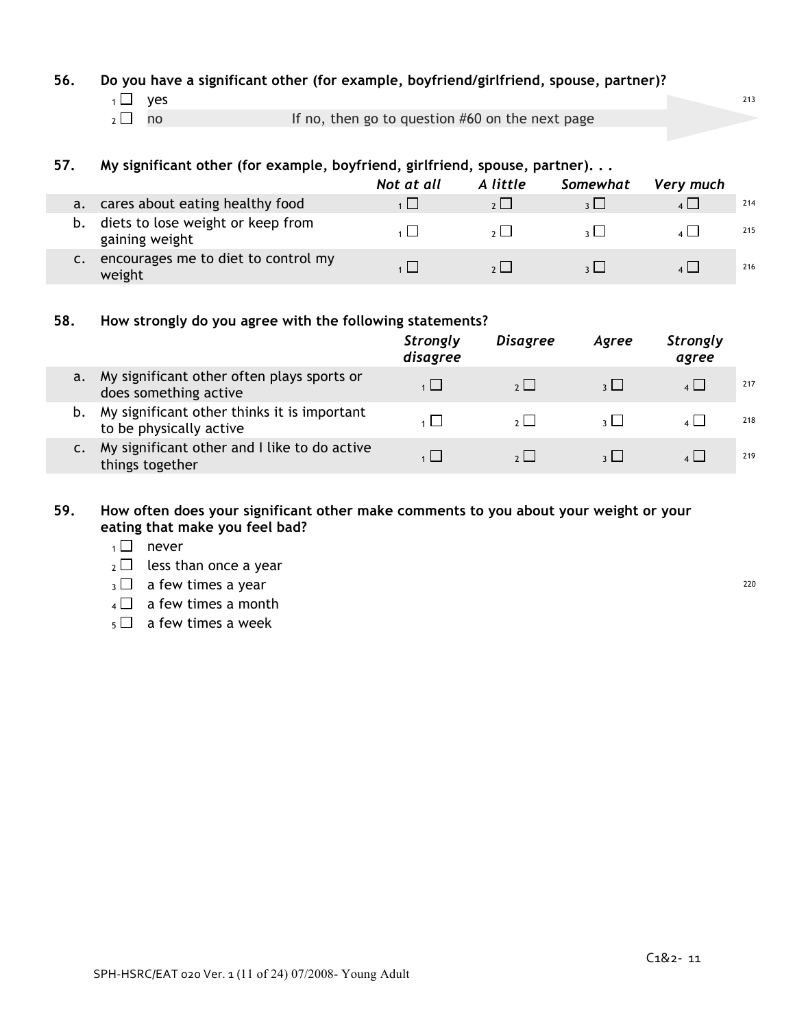**56. Do you have a significant other (for example, boyfriend/girlfriend, spouse, partner)?**

- 1 ☐ yes
- 2 ☐ no — If no, then go to question #60 on the next page

213

**57. My significant other (for example, boyfriend, girlfriend, spouse, partner). . .**

| | | *Not at all* | *A little* | *Somewhat* | *Very much* | |
|---|---|---|---|---|---|---|
| a. | cares about eating healthy food | 1 ☐ | 2 ☐ | 3 ☐ | 4 ☐ | 214 |
| b. | diets to lose weight or keep from gaining weight | 1 ☐ | 2 ☐ | 3 ☐ | 4 ☐ | 215 |
| c. | encourages me to diet to control my weight | 1 ☐ | 2 ☐ | 3 ☐ | 4 ☐ | 216 |

**58. How strongly do you agree with the following statements?**

| | | *Strongly disagree* | *Disagree* | *Agree* | *Strongly agree* | |
|---|---|---|---|---|---|---|
| a. | My significant other often plays sports or does something active | 1 ☐ | 2 ☐ | 3 ☐ | 4 ☐ | 217 |
| b. | My significant other thinks it is important to be physically active | 1 ☐ | 2 ☐ | 3 ☐ | 4 ☐ | 218 |
| c. | My significant other and I like to do active things together | 1 ☐ | 2 ☐ | 3 ☐ | 4 ☐ | 219 |

**59. How often does your significant other make comments to you about your weight or your eating that make you feel bad?**

- 1 ☐ never
- 2 ☐ less than once a year
- 3 ☐ a few times a year
- 4 ☐ a few times a month
- 5 ☐ a few times a week

220

C1&2- 11

SPH-HSRC/EAT 020 Ver. 1 (11 of 24) 07/2008- Young Adult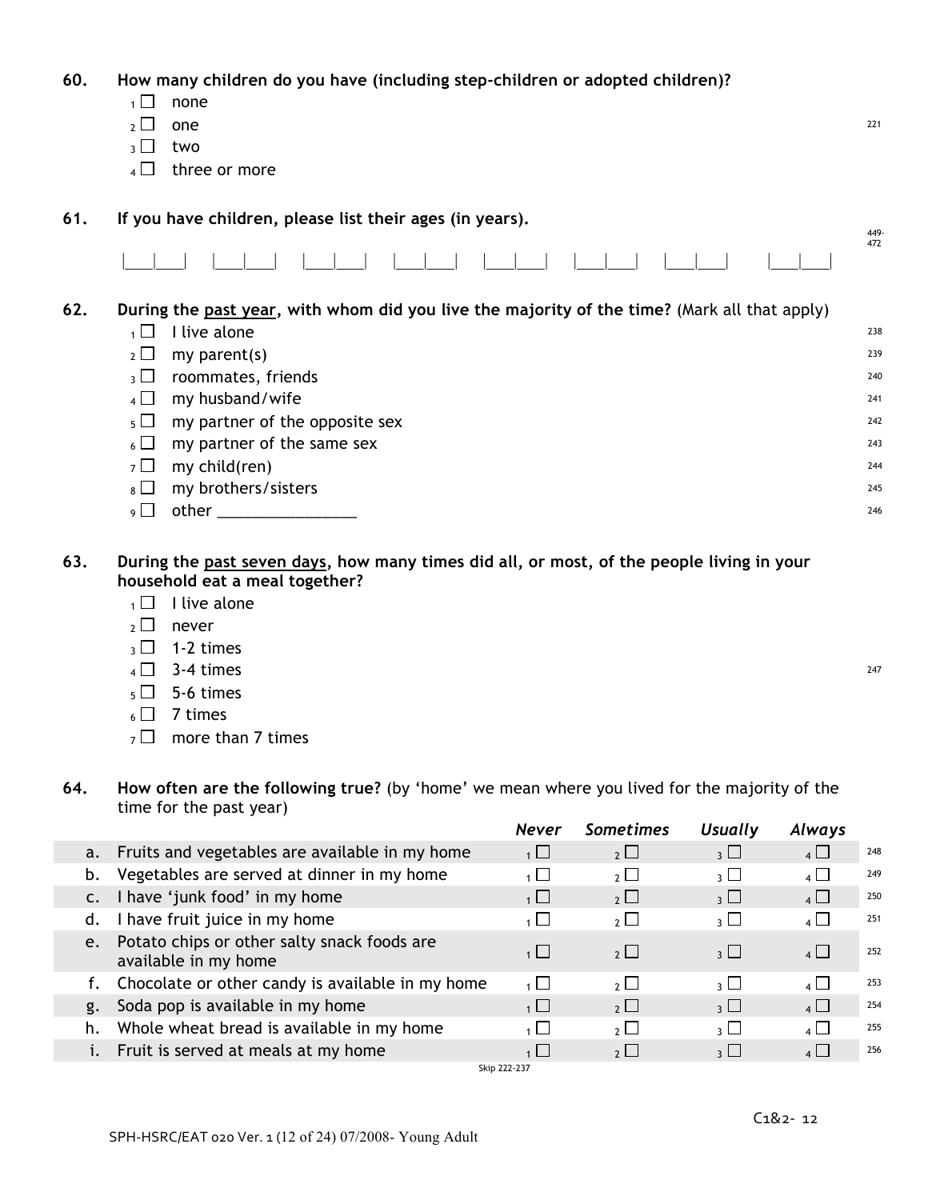**60. How many children do you have (including step-children or adopted children)?**

- [1] ☐ none
- [2] ☐ one
- [3] ☐ two
- [4] ☐ three or more

221

**61. If you have children, please list their ages (in years).**

|___|___| |___|___| |___|___| |___|___| |___|___| |___|___| |___|___| |___|___|

449-472

**62. During the past year, with whom did you live the majority of the time?** (Mark all that apply)

- [1] ☐ I live alone — 238
- [2] ☐ my parent(s) — 239
- [3] ☐ roommates, friends — 240
- [4] ☐ my husband/wife — 241
- [5] ☐ my partner of the opposite sex — 242
- [6] ☐ my partner of the same sex — 243
- [7] ☐ my child(ren) — 244
- [8] ☐ my brothers/sisters — 245
- [9] ☐ other ________________ — 246

**63. During the past seven days, how many times did all, or most, of the people living in your household eat a meal together?**

- [1] ☐ I live alone
- [2] ☐ never
- [3] ☐ 1-2 times
- [4] ☐ 3-4 times
- [5] ☐ 5-6 times
- [6] ☐ 7 times
- [7] ☐ more than 7 times

247

**64. How often are the following true?** (by 'home' we mean where you lived for the majority of the time for the past year)

| | | *Never* | *Sometimes* | *Usually* | *Always* | |
|---|---|---|---|---|---|---|
| a. | Fruits and vegetables are available in my home | [1] ☐ | [2] ☐ | [3] ☐ | [4] ☐ | 248 |
| b. | Vegetables are served at dinner in my home | [1] ☐ | [2] ☐ | [3] ☐ | [4] ☐ | 249 |
| c. | I have 'junk food' in my home | [1] ☐ | [2] ☐ | [3] ☐ | [4] ☐ | 250 |
| d. | I have fruit juice in my home | [1] ☐ | [2] ☐ | [3] ☐ | [4] ☐ | 251 |
| e. | Potato chips or other salty snack foods are available in my home | [1] ☐ | [2] ☐ | [3] ☐ | [4] ☐ | 252 |
| f. | Chocolate or other candy is available in my home | [1] ☐ | [2] ☐ | [3] ☐ | [4] ☐ | 253 |
| g. | Soda pop is available in my home | [1] ☐ | [2] ☐ | [3] ☐ | [4] ☐ | 254 |
| h. | Whole wheat bread is available in my home | [1] ☐ | [2] ☐ | [3] ☐ | [4] ☐ | 255 |
| i. | Fruit is served at meals at my home | [1] ☐ | [2] ☐ | [3] ☐ | [4] ☐ | 256 |

Skip 222-237

C1&2- 12

SPH-HSRC/EAT 020 Ver. 1 (12 of 24) 07/2008- Young Adult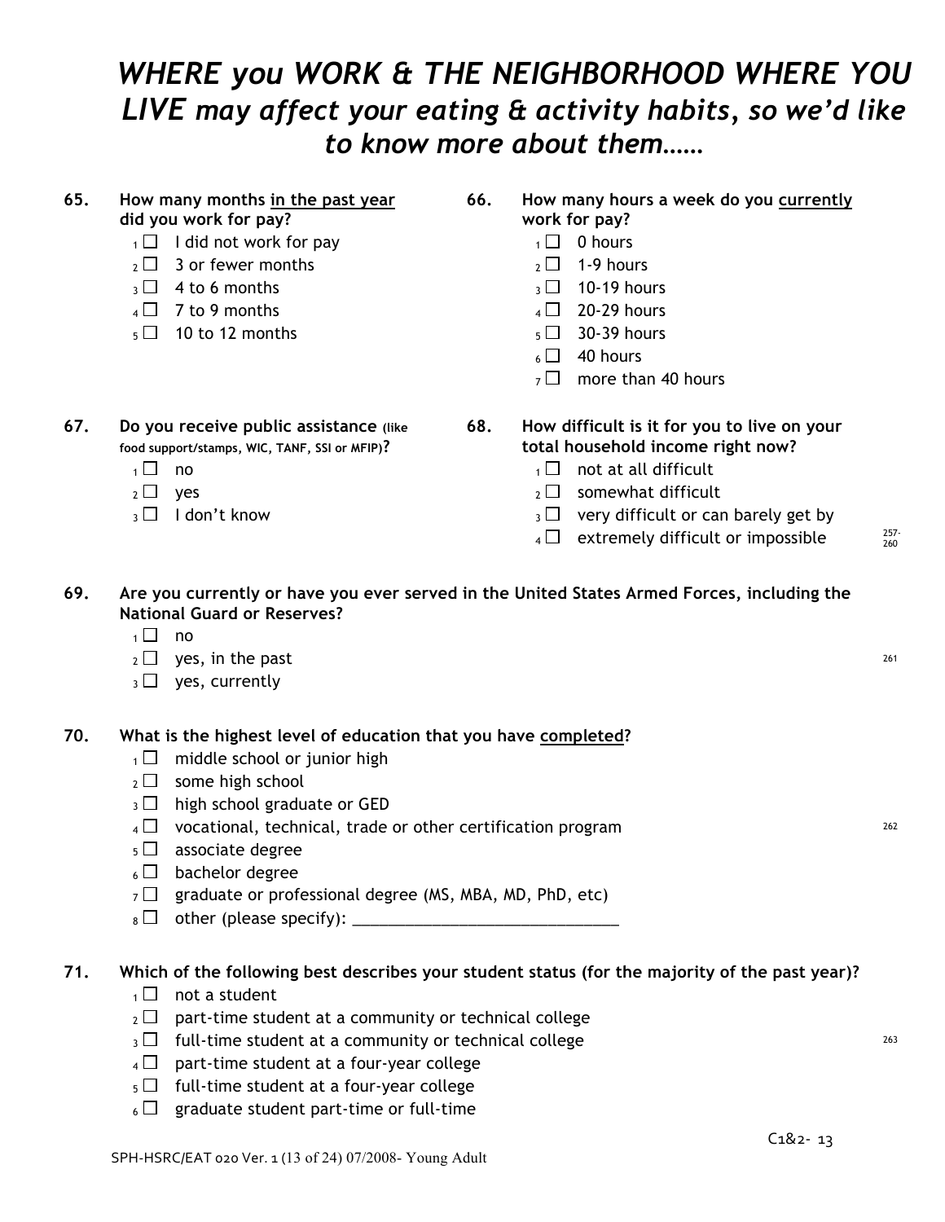# *WHERE you WORK & THE NEIGHBORHOOD WHERE YOU LIVE may affect your eating & activity habits, so we'd like to know more about them……*

**65. How many months in the past year did you work for pay?**

- 1 ☐ I did not work for pay
- 2 ☐ 3 or fewer months
- 3 ☐ 4 to 6 months
- 4 ☐ 7 to 9 months
- 5 ☐ 10 to 12 months

**66. How many hours a week do you currently work for pay?**

- 1 ☐ 0 hours
- 2 ☐ 1-9 hours
- 3 ☐ 10-19 hours
- 4 ☐ 20-29 hours
- 5 ☐ 30-39 hours
- 6 ☐ 40 hours
- 7 ☐ more than 40 hours

**67. Do you receive public assistance (like food support/stamps, WIC, TANF, SSI or MFIP)?**

- 1 ☐ no
- 2 ☐ yes
- 3 ☐ I don't know

**68. How difficult is it for you to live on your total household income right now?**

- 1 ☐ not at all difficult
- 2 ☐ somewhat difficult
- 3 ☐ very difficult or can barely get by
- 4 ☐ extremely difficult or impossible

257-260

**69. Are you currently or have you ever served in the United States Armed Forces, including the National Guard or Reserves?**

- 1 ☐ no
- 2 ☐ yes, in the past
- 3 ☐ yes, currently

261

**70. What is the highest level of education that you have completed?**

- 1 ☐ middle school or junior high
- 2 ☐ some high school
- 3 ☐ high school graduate or GED
- 4 ☐ vocational, technical, trade or other certification program
- 5 ☐ associate degree
- 6 ☐ bachelor degree
- 7 ☐ graduate or professional degree (MS, MBA, MD, PhD, etc)
- 8 ☐ other (please specify): ______________________________

262

**71. Which of the following best describes your student status (for the majority of the past year)?**

- 1 ☐ not a student
- 2 ☐ part-time student at a community or technical college
- 3 ☐ full-time student at a community or technical college
- 4 ☐ part-time student at a four-year college
- 5 ☐ full-time student at a four-year college
- 6 ☐ graduate student part-time or full-time

263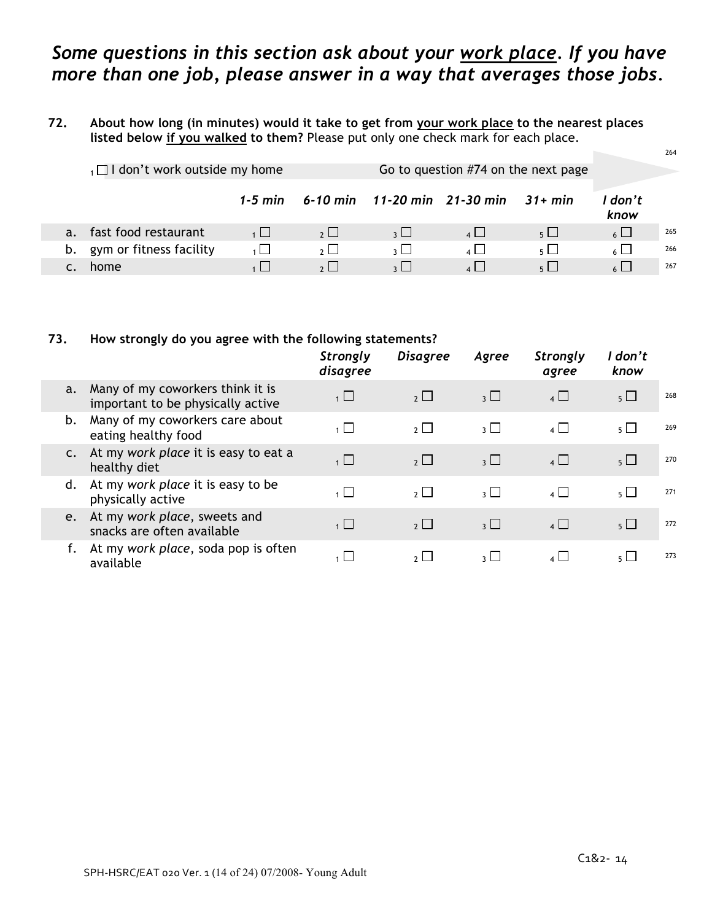# *Some questions in this section ask about your work place. If you have more than one job, please answer in a way that averages those jobs.*

**72. About how long (in minutes) would it take to get from your work place to the nearest places listed below if you walked to them?** Please put only one check mark for each place.

264

1 ☐ I don't work outside my home — Go to question #74 on the next page

| | | *1-5 min* | *6-10 min* | *11-20 min* | *21-30 min* | *31+ min* | *I don't know* | |
|---|---|---|---|---|---|---|---|---|
| a. | fast food restaurant | 1 ☐ | 2 ☐ | 3 ☐ | 4 ☐ | 5 ☐ | 6 ☐ | 265 |
| b. | gym or fitness facility | 1 ☐ | 2 ☐ | 3 ☐ | 4 ☐ | 5 ☐ | 6 ☐ | 266 |
| c. | home | 1 ☐ | 2 ☐ | 3 ☐ | 4 ☐ | 5 ☐ | 6 ☐ | 267 |

**73. How strongly do you agree with the following statements?**

| | | *Strongly disagree* | *Disagree* | *Agree* | *Strongly agree* | *I don't know* | |
|---|---|---|---|---|---|---|---|
| a. | Many of my coworkers think it is important to be physically active | 1 ☐ | 2 ☐ | 3 ☐ | 4 ☐ | 5 ☐ | 268 |
| b. | Many of my coworkers care about eating healthy food | 1 ☐ | 2 ☐ | 3 ☐ | 4 ☐ | 5 ☐ | 269 |
| c. | At my *work place* it is easy to eat a healthy diet | 1 ☐ | 2 ☐ | 3 ☐ | 4 ☐ | 5 ☐ | 270 |
| d. | At my *work place* it is easy to be physically active | 1 ☐ | 2 ☐ | 3 ☐ | 4 ☐ | 5 ☐ | 271 |
| e. | At my *work place*, sweets and snacks are often available | 1 ☐ | 2 ☐ | 3 ☐ | 4 ☐ | 5 ☐ | 272 |
| f. | At my *work place*, soda pop is often available | 1 ☐ | 2 ☐ | 3 ☐ | 4 ☐ | 5 ☐ | 273 |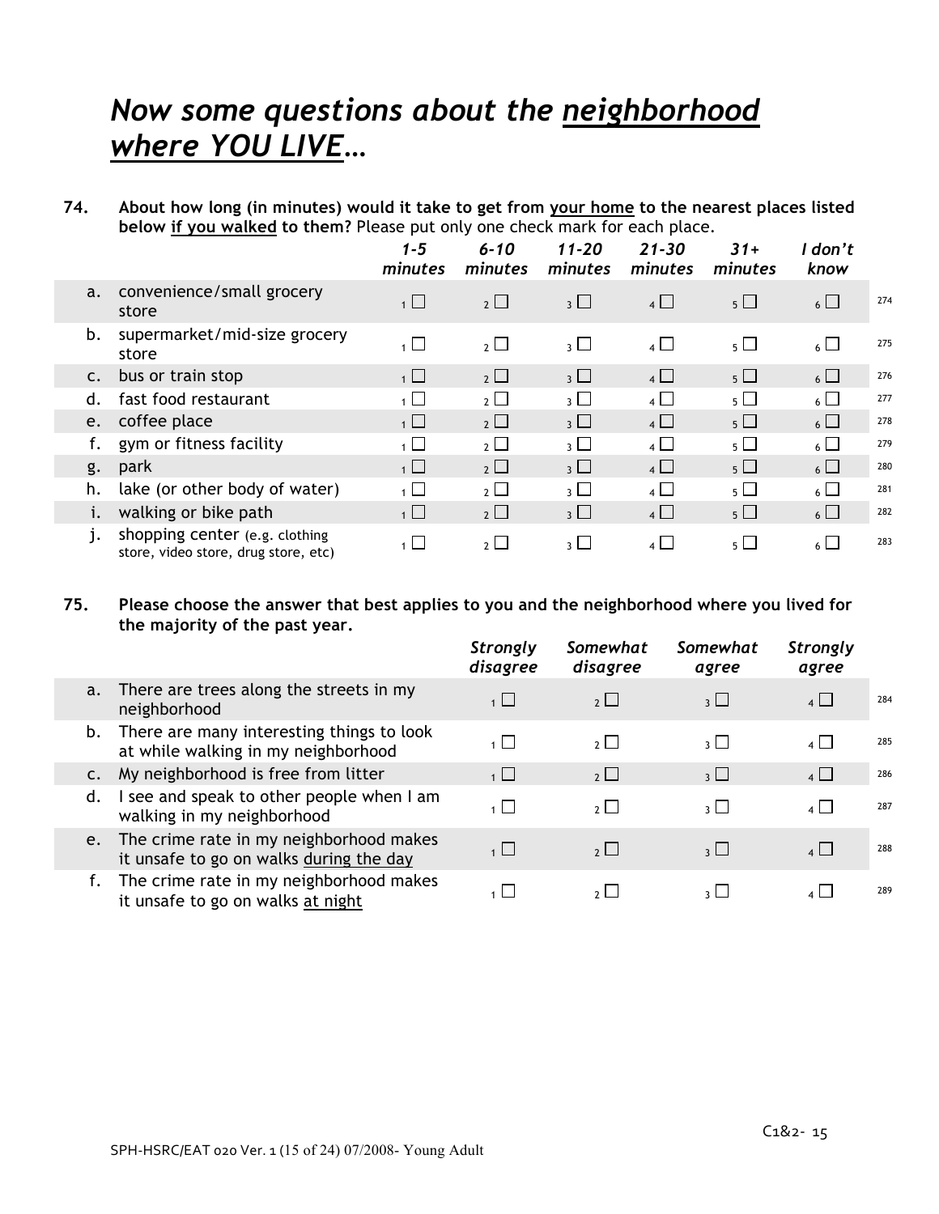# *Now some questions about the neighborhood where YOU LIVE…*

**74. About how long (in minutes) would it take to get from your home to the nearest places listed below if you walked to them?** Please put only one check mark for each place.

| | | *1-5 minutes* | *6-10 minutes* | *11-20 minutes* | *21-30 minutes* | *31+ minutes* | *I don't know* | |
|---|---|---|---|---|---|---|---|---|
| a. | convenience/small grocery store | 1 ☐ | 2 ☐ | 3 ☐ | 4 ☐ | 5 ☐ | 6 ☐ | 274 |
| b. | supermarket/mid-size grocery store | 1 ☐ | 2 ☐ | 3 ☐ | 4 ☐ | 5 ☐ | 6 ☐ | 275 |
| c. | bus or train stop | 1 ☐ | 2 ☐ | 3 ☐ | 4 ☐ | 5 ☐ | 6 ☐ | 276 |
| d. | fast food restaurant | 1 ☐ | 2 ☐ | 3 ☐ | 4 ☐ | 5 ☐ | 6 ☐ | 277 |
| e. | coffee place | 1 ☐ | 2 ☐ | 3 ☐ | 4 ☐ | 5 ☐ | 6 ☐ | 278 |
| f. | gym or fitness facility | 1 ☐ | 2 ☐ | 3 ☐ | 4 ☐ | 5 ☐ | 6 ☐ | 279 |
| g. | park | 1 ☐ | 2 ☐ | 3 ☐ | 4 ☐ | 5 ☐ | 6 ☐ | 280 |
| h. | lake (or other body of water) | 1 ☐ | 2 ☐ | 3 ☐ | 4 ☐ | 5 ☐ | 6 ☐ | 281 |
| i. | walking or bike path | 1 ☐ | 2 ☐ | 3 ☐ | 4 ☐ | 5 ☐ | 6 ☐ | 282 |
| j. | shopping center (e.g. clothing store, video store, drug store, etc) | 1 ☐ | 2 ☐ | 3 ☐ | 4 ☐ | 5 ☐ | 6 ☐ | 283 |

**75. Please choose the answer that best applies to you and the neighborhood where you lived for the majority of the past year.**

| | | *Strongly disagree* | *Somewhat disagree* | *Somewhat agree* | *Strongly agree* | |
|---|---|---|---|---|---|---|
| a. | There are trees along the streets in my neighborhood | 1 ☐ | 2 ☐ | 3 ☐ | 4 ☐ | 284 |
| b. | There are many interesting things to look at while walking in my neighborhood | 1 ☐ | 2 ☐ | 3 ☐ | 4 ☐ | 285 |
| c. | My neighborhood is free from litter | 1 ☐ | 2 ☐ | 3 ☐ | 4 ☐ | 286 |
| d. | I see and speak to other people when I am walking in my neighborhood | 1 ☐ | 2 ☐ | 3 ☐ | 4 ☐ | 287 |
| e. | The crime rate in my neighborhood makes it unsafe to go on walks during the day | 1 ☐ | 2 ☐ | 3 ☐ | 4 ☐ | 288 |
| f. | The crime rate in my neighborhood makes it unsafe to go on walks at night | 1 ☐ | 2 ☐ | 3 ☐ | 4 ☐ | 289 |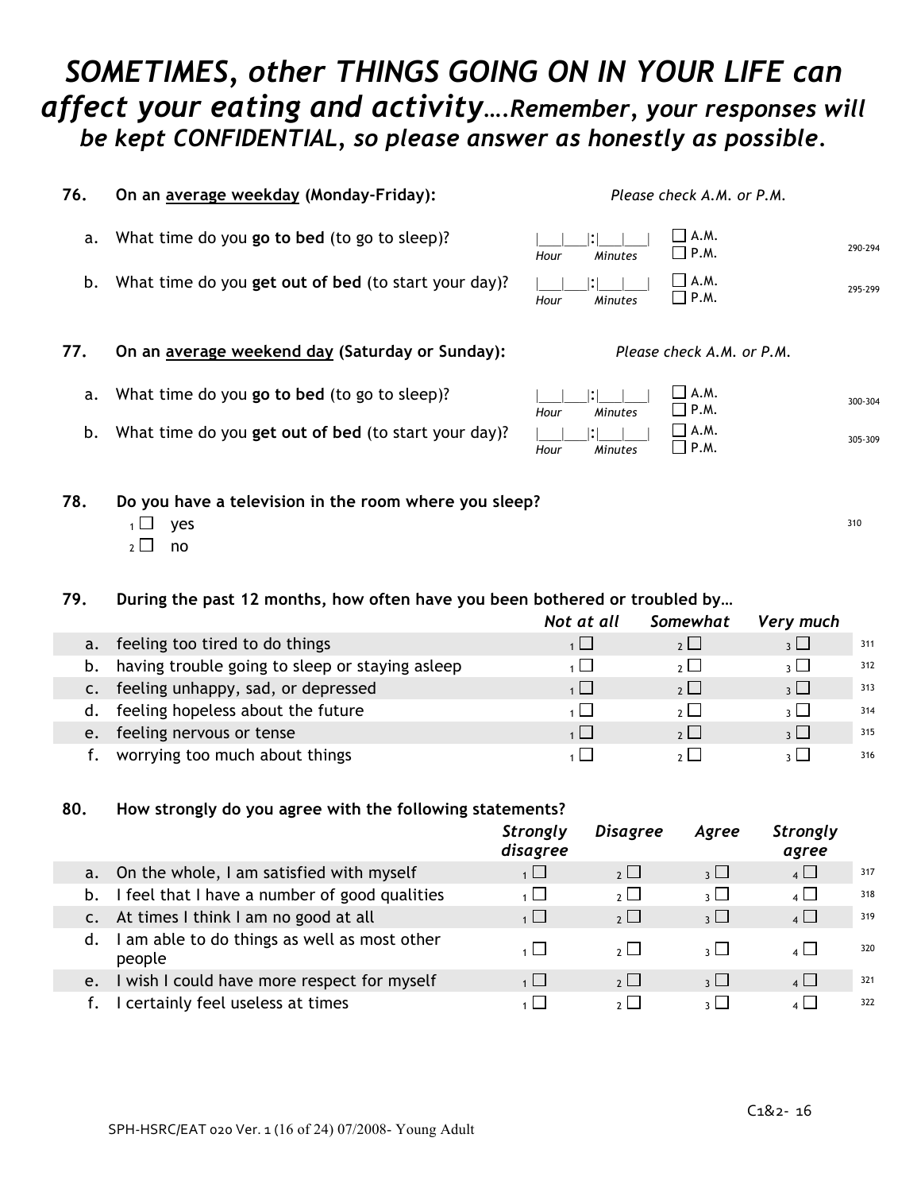# *SOMETIMES, other THINGS GOING ON IN YOUR LIFE can affect your eating and activity….Remember, your responses will be kept CONFIDENTIAL, so please answer as honestly as possible.*

**76. On an <u>average weekday</u> (Monday-Friday):** *Please check A.M. or P.M.*

| | | | | |
|---|---|---|---|---|
| a. | What time do you **go to bed** (to go to sleep)? | \|___\|___\|:\|___\|___\| *Hour* *Minutes* | ☐ A.M. ☐ P.M. | 290-294 |
| b. | What time do you **get out of bed** (to start your day)? | \|___\|___\|:\|___\|___\| *Hour* *Minutes* | ☐ A.M. ☐ P.M. | 295-299 |

**77. On an <u>average weekend day</u> (Saturday or Sunday):** *Please check A.M. or P.M.*

| | | | | |
|---|---|---|---|---|
| a. | What time do you **go to bed** (to go to sleep)? | \|___\|___\|:\|___\|___\| *Hour* *Minutes* | ☐ A.M. ☐ P.M. | 300-304 |
| b. | What time do you **get out of bed** (to start your day)? | \|___\|___\|:\|___\|___\| *Hour* *Minutes* | ☐ A.M. ☐ P.M. | 305-309 |

**78. Do you have a television in the room where you sleep?** 310

1 ☐ yes
2 ☐ no

**79. During the past 12 months, how often have you been bothered or troubled by…**

| | | *Not at all* | *Somewhat* | *Very much* | |
|---|---|---|---|---|---|
| a. | feeling too tired to do things | 1 ☐ | 2 ☐ | 3 ☐ | 311 |
| b. | having trouble going to sleep or staying asleep | 1 ☐ | 2 ☐ | 3 ☐ | 312 |
| c. | feeling unhappy, sad, or depressed | 1 ☐ | 2 ☐ | 3 ☐ | 313 |
| d. | feeling hopeless about the future | 1 ☐ | 2 ☐ | 3 ☐ | 314 |
| e. | feeling nervous or tense | 1 ☐ | 2 ☐ | 3 ☐ | 315 |
| f. | worrying too much about things | 1 ☐ | 2 ☐ | 3 ☐ | 316 |

**80. How strongly do you agree with the following statements?**

| | | *Strongly disagree* | *Disagree* | *Agree* | *Strongly agree* | |
|---|---|---|---|---|---|---|
| a. | On the whole, I am satisfied with myself | 1 ☐ | 2 ☐ | 3 ☐ | 4 ☐ | 317 |
| b. | I feel that I have a number of good qualities | 1 ☐ | 2 ☐ | 3 ☐ | 4 ☐ | 318 |
| c. | At times I think I am no good at all | 1 ☐ | 2 ☐ | 3 ☐ | 4 ☐ | 319 |
| d. | I am able to do things as well as most other people | 1 ☐ | 2 ☐ | 3 ☐ | 4 ☐ | 320 |
| e. | I wish I could have more respect for myself | 1 ☐ | 2 ☐ | 3 ☐ | 4 ☐ | 321 |
| f. | I certainly feel useless at times | 1 ☐ | 2 ☐ | 3 ☐ | 4 ☐ | 322 |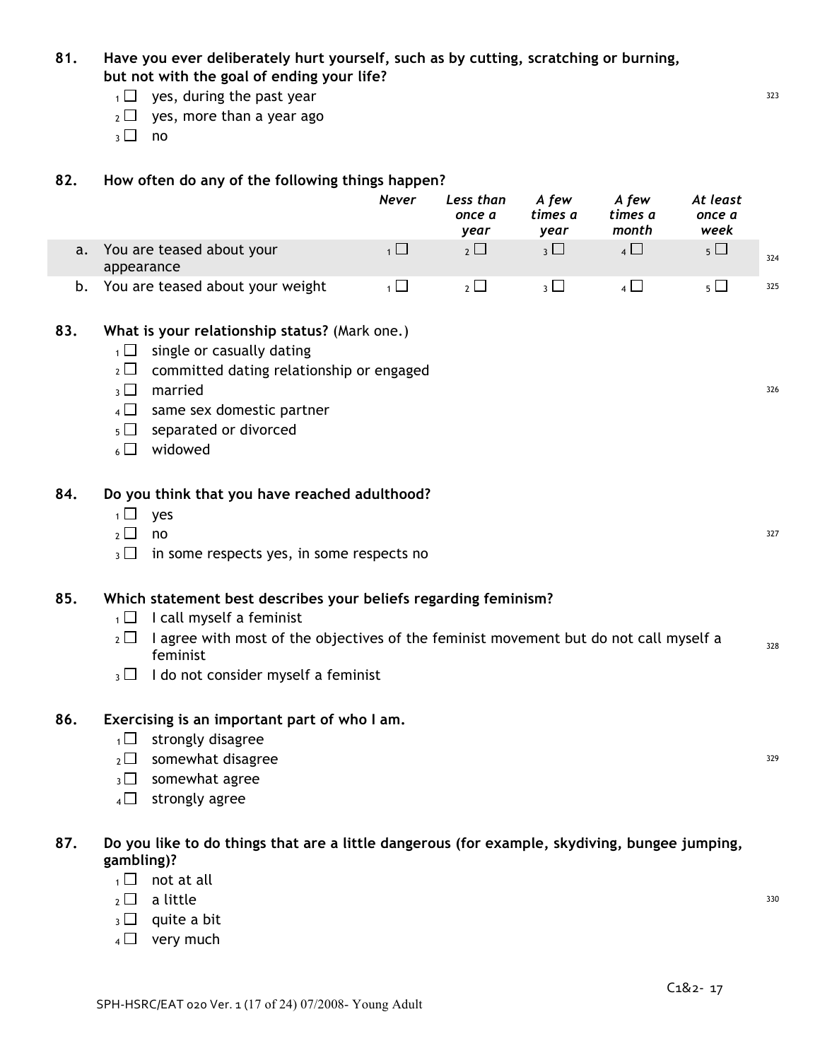**81. Have you ever deliberately hurt yourself, such as by cutting, scratching or burning, but not with the goal of ending your life?**

- 1 ☐ yes, during the past year
- 2 ☐ yes, more than a year ago
- 3 ☐ no

323

**82. How often do any of the following things happen?**

| | | *Never* | *Less than once a year* | *A few times a year* | *A few times a month* | *At least once a week* | |
|---|---|---|---|---|---|---|---|
| a. | You are teased about your appearance | 1 ☐ | 2 ☐ | 3 ☐ | 4 ☐ | 5 ☐ | 324 |
| b. | You are teased about your weight | 1 ☐ | 2 ☐ | 3 ☐ | 4 ☐ | 5 ☐ | 325 |

**83. What is your relationship status?** (Mark one.)

- 1 ☐ single or casually dating
- 2 ☐ committed dating relationship or engaged
- 3 ☐ married
- 4 ☐ same sex domestic partner
- 5 ☐ separated or divorced
- 6 ☐ widowed

326

**84. Do you think that you have reached adulthood?**

- 1 ☐ yes
- 2 ☐ no
- 3 ☐ in some respects yes, in some respects no

327

**85. Which statement best describes your beliefs regarding feminism?**

- 1 ☐ I call myself a feminist
- 2 ☐ I agree with most of the objectives of the feminist movement but do not call myself a feminist
- 3 ☐ I do not consider myself a feminist

328

**86. Exercising is an important part of who I am.**

- 1 ☐ strongly disagree
- 2 ☐ somewhat disagree
- 3 ☐ somewhat agree
- 4 ☐ strongly agree

329

**87. Do you like to do things that are a little dangerous (for example, skydiving, bungee jumping, gambling)?**

- 1 ☐ not at all
- 2 ☐ a little
- 3 ☐ quite a bit
- 4 ☐ very much

330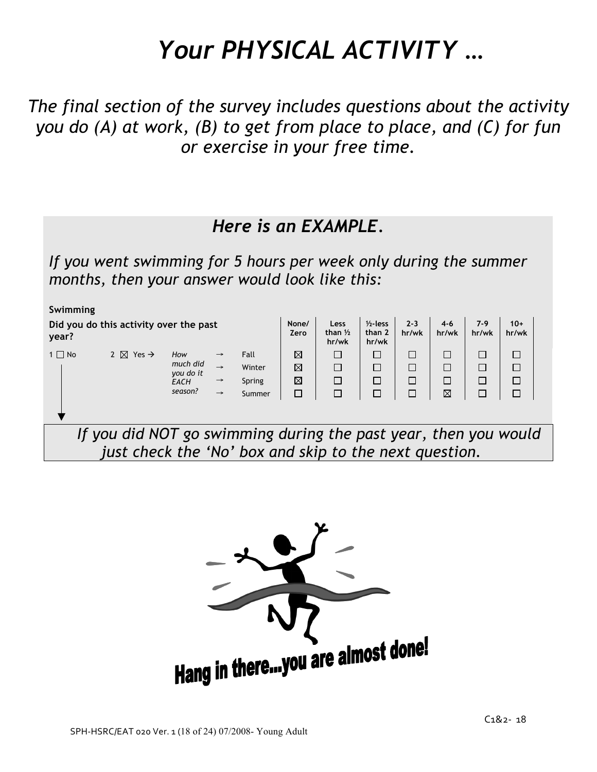# *Your PHYSICAL ACTIVITY …*

*The final section of the survey includes questions about the activity you do (A) at work, (B) to get from place to place, and (C) for fun or exercise in your free time.*

## *Here is an EXAMPLE.*

*If you went swimming for 5 hours per week only during the summer months, then your answer would look like this:*

**Swimming**

| **Did you do this activity over the past year?** | | | | | **None/ Zero** | **Less than ½ hr/wk** | **½-less than 2 hr/wk** | **2-3 hr/wk** | **4-6 hr/wk** | **7-9 hr/wk** | **10+ hr/wk** |
|---|---|---|---|---|---|---|---|---|---|---|---|
| 1 ☐ No | 2 ☒ Yes → | *How much did you do it EACH season?* | → | Fall | ☒ | ☐ | ☐ | ☐ | ☐ | ☐ | ☐ |
| | | | → | Winter | ☒ | ☐ | ☐ | ☐ | ☐ | ☐ | ☐ |
| | | | → | Spring | ☒ | ☐ | ☐ | ☐ | ☐ | ☐ | ☐ |
| | | | → | Summer | ☐ | ☐ | ☐ | ☐ | ☒ | ☐ | ☐ |

*If you did NOT go swimming during the past year, then you would just check the 'No' box and skip to the next question.*

**Hang in there...you are almost done!**

C1&2- 18

SPH-HSRC/EAT 020 Ver. 1 (18 of 24) 07/2008- Young Adult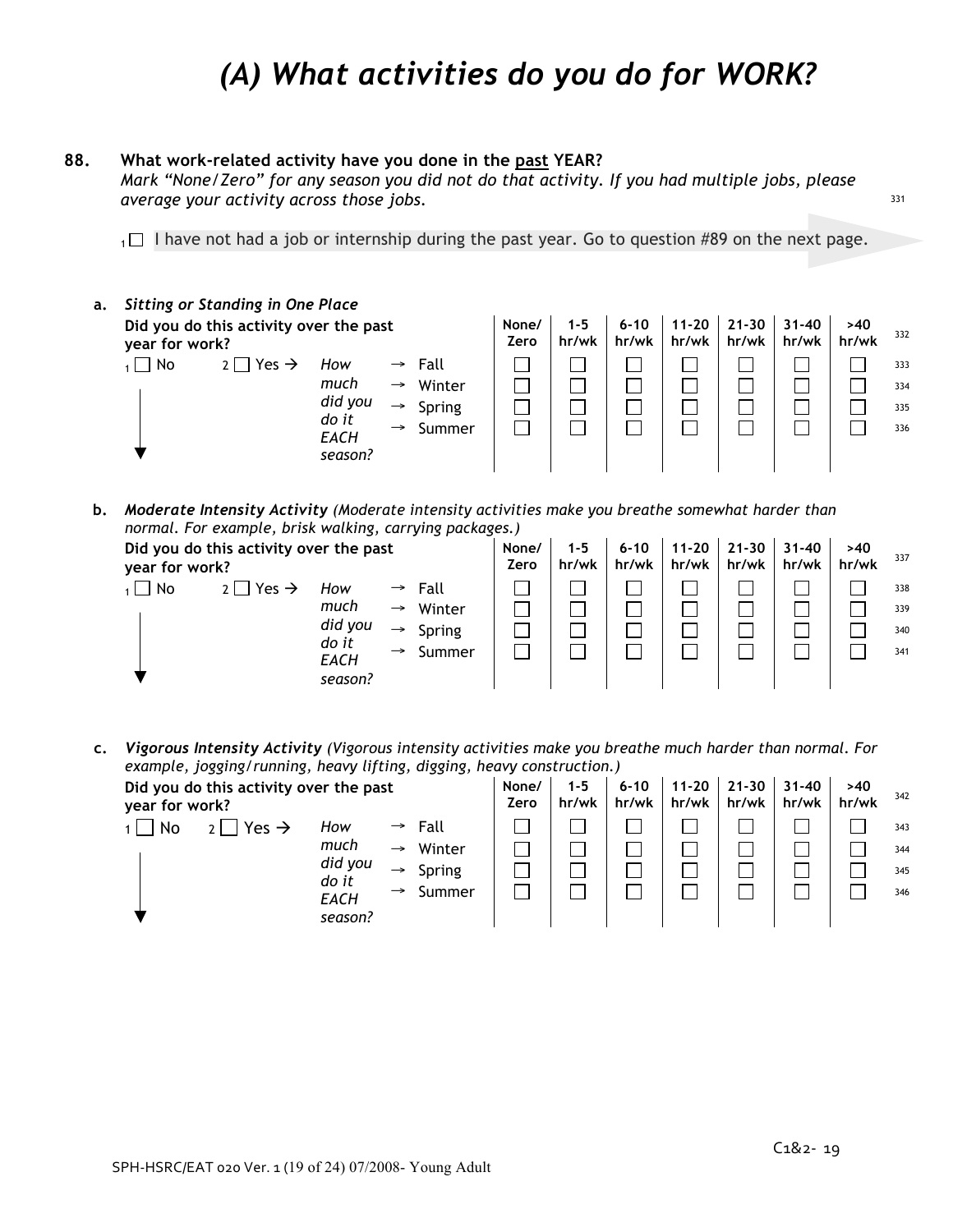# *(A) What activities do you do for WORK?*

**88. What work-related activity have you done in the <u>past</u> YEAR?**
*Mark "None/Zero" for any season you did not do that activity. If you had multiple jobs, please average your activity across those jobs.*

1 ☐ I have not had a job or internship during the past year. Go to question #89 on the next page.

**a. *Sitting or Standing in One Place***

**Did you do this activity over the past year for work?**

1 ☐ No 2 ☐ Yes → *How much did you do it EACH season?*

| | None/ Zero | 1-5 hr/wk | 6-10 hr/wk | 11-20 hr/wk | 21-30 hr/wk | 31-40 hr/wk | >40 hr/wk |
|---|---|---|---|---|---|---|---|
| → Fall | ☐ | ☐ | ☐ | ☐ | ☐ | ☐ | ☐ |
| → Winter | ☐ | ☐ | ☐ | ☐ | ☐ | ☐ | ☐ |
| → Spring | ☐ | ☐ | ☐ | ☐ | ☐ | ☐ | ☐ |
| → Summer | ☐ | ☐ | ☐ | ☐ | ☐ | ☐ | ☐ |

**b. *Moderate Intensity Activity*** *(Moderate intensity activities make you breathe somewhat harder than normal. For example, brisk walking, carrying packages.)*

**Did you do this activity over the past year for work?**

1 ☐ No 2 ☐ Yes → *How much did you do it EACH season?*

| | None/ Zero | 1-5 hr/wk | 6-10 hr/wk | 11-20 hr/wk | 21-30 hr/wk | 31-40 hr/wk | >40 hr/wk |
|---|---|---|---|---|---|---|---|
| → Fall | ☐ | ☐ | ☐ | ☐ | ☐ | ☐ | ☐ |
| → Winter | ☐ | ☐ | ☐ | ☐ | ☐ | ☐ | ☐ |
| → Spring | ☐ | ☐ | ☐ | ☐ | ☐ | ☐ | ☐ |
| → Summer | ☐ | ☐ | ☐ | ☐ | ☐ | ☐ | ☐ |

**c. *Vigorous Intensity Activity*** *(Vigorous intensity activities make you breathe much harder than normal. For example, jogging/running, heavy lifting, digging, heavy construction.)*

**Did you do this activity over the past year for work?**

1 ☐ No 2 ☐ Yes → *How much did you do it EACH season?*

| | None/ Zero | 1-5 hr/wk | 6-10 hr/wk | 11-20 hr/wk | 21-30 hr/wk | 31-40 hr/wk | >40 hr/wk |
|---|---|---|---|---|---|---|---|
| → Fall | ☐ | ☐ | ☐ | ☐ | ☐ | ☐ | ☐ |
| → Winter | ☐ | ☐ | ☐ | ☐ | ☐ | ☐ | ☐ |
| → Spring | ☐ | ☐ | ☐ | ☐ | ☐ | ☐ | ☐ |
| → Summer | ☐ | ☐ | ☐ | ☐ | ☐ | ☐ | ☐ |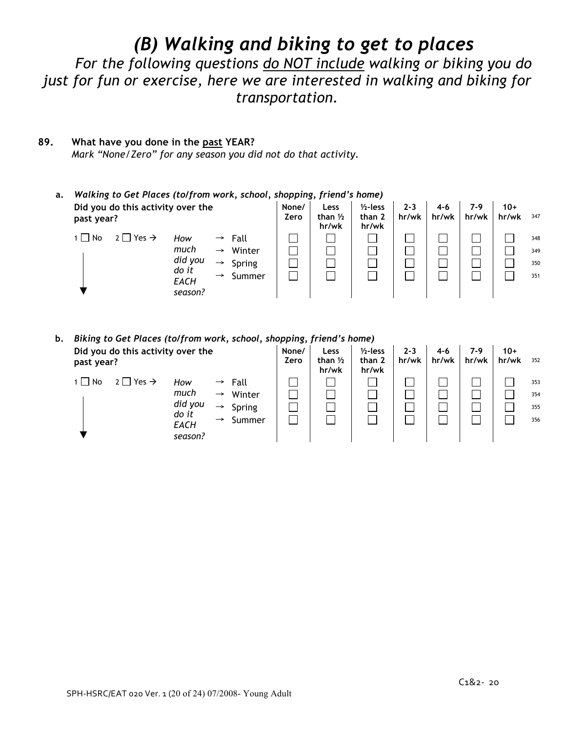# *(B) Walking and biking to get to places*

*For the following questions do NOT include walking or biking you do just for fun or exercise, here we are interested in walking and biking for transportation.*

**89. What have you done in the past YEAR?**
*Mark "None/Zero" for any season you did not do that activity.*

**a. *Walking to Get Places (to/from work, school, shopping, friend's home)***

**Did you do this activity over the past year?** 347

1 ☐ No  2 ☐ Yes → *How much did you do it EACH season?*

| | None/ Zero | Less than ½ hr/wk | ½-less than 2 hr/wk | 2-3 hr/wk | 4-6 hr/wk | 7-9 hr/wk | 10+ hr/wk | |
|---|---|---|---|---|---|---|---|---|
| → Fall | ☐ | ☐ | ☐ | ☐ | ☐ | ☐ | ☐ | 348 |
| → Winter | ☐ | ☐ | ☐ | ☐ | ☐ | ☐ | ☐ | 349 |
| → Spring | ☐ | ☐ | ☐ | ☐ | ☐ | ☐ | ☐ | 350 |
| → Summer | ☐ | ☐ | ☐ | ☐ | ☐ | ☐ | ☐ | 351 |

**b. *Biking to Get Places (to/from work, school, shopping, friend's home)***

**Did you do this activity over the past year?** 352

1 ☐ No  2 ☐ Yes → *How much did you do it EACH season?*

| | None/ Zero | Less than ½ hr/wk | ½-less than 2 hr/wk | 2-3 hr/wk | 4-6 hr/wk | 7-9 hr/wk | 10+ hr/wk | |
|---|---|---|---|---|---|---|---|---|
| → Fall | ☐ | ☐ | ☐ | ☐ | ☐ | ☐ | ☐ | 353 |
| → Winter | ☐ | ☐ | ☐ | ☐ | ☐ | ☐ | ☐ | 354 |
| → Spring | ☐ | ☐ | ☐ | ☐ | ☐ | ☐ | ☐ | 355 |
| → Summer | ☐ | ☐ | ☐ | ☐ | ☐ | ☐ | ☐ | 356 |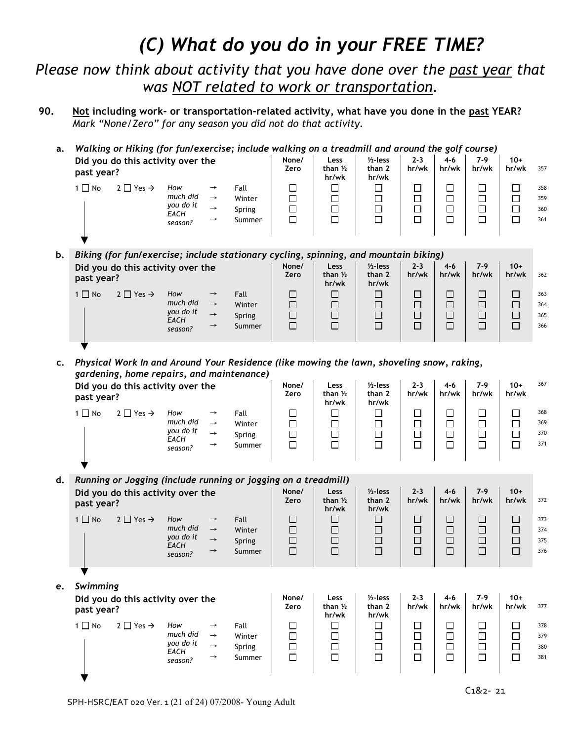# *(C) What do you do in your FREE TIME?*

*Please now think about activity that you have done over the past year that was NOT related to work or transportation.*

**90. Not including work- or transportation-related activity, what have you done in the past YEAR?**
*Mark "None/Zero" for any season you did not do that activity.*

**a.** ***Walking or Hiking (for fun/exercise; include walking on a treadmill and around the golf course)***

**Did you do this activity over the past year?**

1 ☐ No   2 ☐ Yes → *How much did you do it EACH season?*

| | None/ Zero | Less than ½ hr/wk | ½-less than 2 hr/wk | 2-3 hr/wk | 4-6 hr/wk | 7-9 hr/wk | 10+ hr/wk | 357 |
|---|---|---|---|---|---|---|---|---|
| → Fall | ☐ | ☐ | ☐ | ☐ | ☐ | ☐ | ☐ | 358 |
| → Winter | ☐ | ☐ | ☐ | ☐ | ☐ | ☐ | ☐ | 359 |
| → Spring | ☐ | ☐ | ☐ | ☐ | ☐ | ☐ | ☐ | 360 |
| → Summer | ☐ | ☐ | ☐ | ☐ | ☐ | ☐ | ☐ | 361 |

**b.** ***Biking (for fun/exercise; include stationary cycling, spinning, and mountain biking)***

**Did you do this activity over the past year?**

1 ☐ No   2 ☐ Yes → *How much did you do it EACH season?*

| | None/ Zero | Less than ½ hr/wk | ½-less than 2 hr/wk | 2-3 hr/wk | 4-6 hr/wk | 7-9 hr/wk | 10+ hr/wk | 362 |
|---|---|---|---|---|---|---|---|---|
| → Fall | ☐ | ☐ | ☐ | ☐ | ☐ | ☐ | ☐ | 363 |
| → Winter | ☐ | ☐ | ☐ | ☐ | ☐ | ☐ | ☐ | 364 |
| → Spring | ☐ | ☐ | ☐ | ☐ | ☐ | ☐ | ☐ | 365 |
| → Summer | ☐ | ☐ | ☐ | ☐ | ☐ | ☐ | ☐ | 366 |

**c.** ***Physical Work In and Around Your Residence (like mowing the lawn, shoveling snow, raking, gardening, home repairs, and maintenance)***

**Did you do this activity over the past year?**

1 ☐ No   2 ☐ Yes → *How much did you do it EACH season?*

| | None/ Zero | Less than ½ hr/wk | ½-less than 2 hr/wk | 2-3 hr/wk | 4-6 hr/wk | 7-9 hr/wk | 10+ hr/wk | 367 |
|---|---|---|---|---|---|---|---|---|
| → Fall | ☐ | ☐ | ☐ | ☐ | ☐ | ☐ | ☐ | 368 |
| → Winter | ☐ | ☐ | ☐ | ☐ | ☐ | ☐ | ☐ | 369 |
| → Spring | ☐ | ☐ | ☐ | ☐ | ☐ | ☐ | ☐ | 370 |
| → Summer | ☐ | ☐ | ☐ | ☐ | ☐ | ☐ | ☐ | 371 |

**d.** ***Running or Jogging (include running or jogging on a treadmill)***

**Did you do this activity over the past year?**

1 ☐ No   2 ☐ Yes → *How much did you do it EACH season?*

| | None/ Zero | Less than ½ hr/wk | ½-less than 2 hr/wk | 2-3 hr/wk | 4-6 hr/wk | 7-9 hr/wk | 10+ hr/wk | 372 |
|---|---|---|---|---|---|---|---|---|
| → Fall | ☐ | ☐ | ☐ | ☐ | ☐ | ☐ | ☐ | 373 |
| → Winter | ☐ | ☐ | ☐ | ☐ | ☐ | ☐ | ☐ | 374 |
| → Spring | ☐ | ☐ | ☐ | ☐ | ☐ | ☐ | ☐ | 375 |
| → Summer | ☐ | ☐ | ☐ | ☐ | ☐ | ☐ | ☐ | 376 |

**e.** ***Swimming***

**Did you do this activity over the past year?**

1 ☐ No   2 ☐ Yes → *How much did you do it EACH season?*

| | None/ Zero | Less than ½ hr/wk | ½-less than 2 hr/wk | 2-3 hr/wk | 4-6 hr/wk | 7-9 hr/wk | 10+ hr/wk | 377 |
|---|---|---|---|---|---|---|---|---|
| → Fall | ☐ | ☐ | ☐ | ☐ | ☐ | ☐ | ☐ | 378 |
| → Winter | ☐ | ☐ | ☐ | ☐ | ☐ | ☐ | ☐ | 379 |
| → Spring | ☐ | ☐ | ☐ | ☐ | ☐ | ☐ | ☐ | 380 |
| → Summer | ☐ | ☐ | ☐ | ☐ | ☐ | ☐ | ☐ | 381 |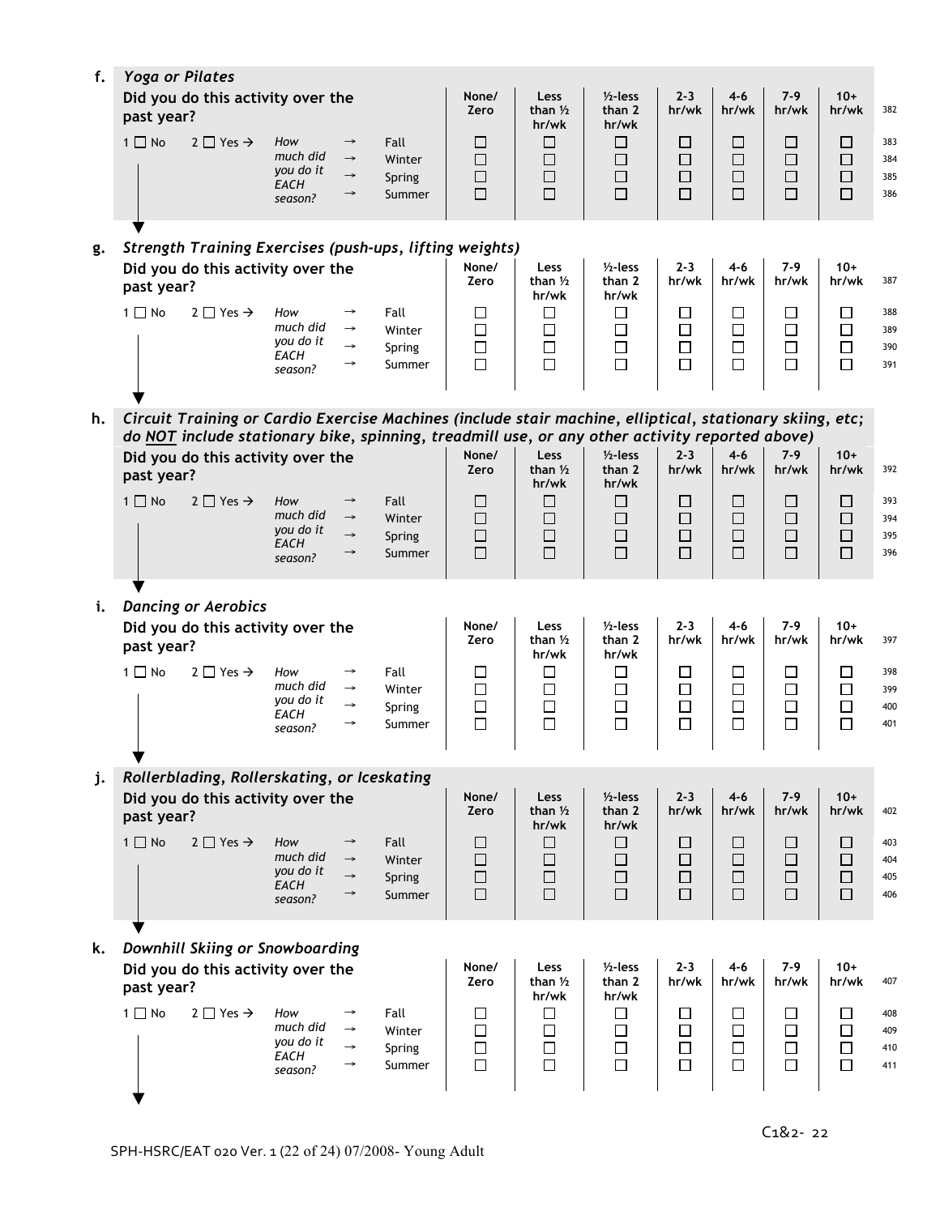**f.** ***Yoga or Pilates***

**Did you do this activity over the past year?**

1 ☐ No    2 ☐ Yes → *How much did you do it EACH season?*

| | None/ Zero | Less than ½ hr/wk | ½-less than 2 hr/wk | 2-3 hr/wk | 4-6 hr/wk | 7-9 hr/wk | 10+ hr/wk | 382 |
|---|---|---|---|---|---|---|---|---|
| → Fall | ☐ | ☐ | ☐ | ☐ | ☐ | ☐ | ☐ | 383 |
| → Winter | ☐ | ☐ | ☐ | ☐ | ☐ | ☐ | ☐ | 384 |
| → Spring | ☐ | ☐ | ☐ | ☐ | ☐ | ☐ | ☐ | 385 |
| → Summer | ☐ | ☐ | ☐ | ☐ | ☐ | ☐ | ☐ | 386 |

**g.** ***Strength Training Exercises (push-ups, lifting weights)***

**Did you do this activity over the past year?**

1 ☐ No    2 ☐ Yes → *How much did you do it EACH season?*

| | None/ Zero | Less than ½ hr/wk | ½-less than 2 hr/wk | 2-3 hr/wk | 4-6 hr/wk | 7-9 hr/wk | 10+ hr/wk | 387 |
|---|---|---|---|---|---|---|---|---|
| → Fall | ☐ | ☐ | ☐ | ☐ | ☐ | ☐ | ☐ | 388 |
| → Winter | ☐ | ☐ | ☐ | ☐ | ☐ | ☐ | ☐ | 389 |
| → Spring | ☐ | ☐ | ☐ | ☐ | ☐ | ☐ | ☐ | 390 |
| → Summer | ☐ | ☐ | ☐ | ☐ | ☐ | ☐ | ☐ | 391 |

**h.** ***Circuit Training or Cardio Exercise Machines (include stair machine, elliptical, stationary skiing, etc; do NOT include stationary bike, spinning, treadmill use, or any other activity reported above)***

**Did you do this activity over the past year?**

1 ☐ No    2 ☐ Yes → *How much did you do it EACH season?*

| | None/ Zero | Less than ½ hr/wk | ½-less than 2 hr/wk | 2-3 hr/wk | 4-6 hr/wk | 7-9 hr/wk | 10+ hr/wk | 392 |
|---|---|---|---|---|---|---|---|---|
| → Fall | ☐ | ☐ | ☐ | ☐ | ☐ | ☐ | ☐ | 393 |
| → Winter | ☐ | ☐ | ☐ | ☐ | ☐ | ☐ | ☐ | 394 |
| → Spring | ☐ | ☐ | ☐ | ☐ | ☐ | ☐ | ☐ | 395 |
| → Summer | ☐ | ☐ | ☐ | ☐ | ☐ | ☐ | ☐ | 396 |

**i.** ***Dancing or Aerobics***

**Did you do this activity over the past year?**

1 ☐ No    2 ☐ Yes → *How much did you do it EACH season?*

| | None/ Zero | Less than ½ hr/wk | ½-less than 2 hr/wk | 2-3 hr/wk | 4-6 hr/wk | 7-9 hr/wk | 10+ hr/wk | 397 |
|---|---|---|---|---|---|---|---|---|
| → Fall | ☐ | ☐ | ☐ | ☐ | ☐ | ☐ | ☐ | 398 |
| → Winter | ☐ | ☐ | ☐ | ☐ | ☐ | ☐ | ☐ | 399 |
| → Spring | ☐ | ☐ | ☐ | ☐ | ☐ | ☐ | ☐ | 400 |
| → Summer | ☐ | ☐ | ☐ | ☐ | ☐ | ☐ | ☐ | 401 |

**j.** ***Rollerblading, Rollerskating, or Iceskating***

**Did you do this activity over the past year?**

1 ☐ No    2 ☐ Yes → *How much did you do it EACH season?*

| | None/ Zero | Less than ½ hr/wk | ½-less than 2 hr/wk | 2-3 hr/wk | 4-6 hr/wk | 7-9 hr/wk | 10+ hr/wk | 402 |
|---|---|---|---|---|---|---|---|---|
| → Fall | ☐ | ☐ | ☐ | ☐ | ☐ | ☐ | ☐ | 403 |
| → Winter | ☐ | ☐ | ☐ | ☐ | ☐ | ☐ | ☐ | 404 |
| → Spring | ☐ | ☐ | ☐ | ☐ | ☐ | ☐ | ☐ | 405 |
| → Summer | ☐ | ☐ | ☐ | ☐ | ☐ | ☐ | ☐ | 406 |

**k.** ***Downhill Skiing or Snowboarding***

**Did you do this activity over the past year?**

1 ☐ No    2 ☐ Yes → *How much did you do it EACH season?*

| | None/ Zero | Less than ½ hr/wk | ½-less than 2 hr/wk | 2-3 hr/wk | 4-6 hr/wk | 7-9 hr/wk | 10+ hr/wk | 407 |
|---|---|---|---|---|---|---|---|---|
| → Fall | ☐ | ☐ | ☐ | ☐ | ☐ | ☐ | ☐ | 408 |
| → Winter | ☐ | ☐ | ☐ | ☐ | ☐ | ☐ | ☐ | 409 |
| → Spring | ☐ | ☐ | ☐ | ☐ | ☐ | ☐ | ☐ | 410 |
| → Summer | ☐ | ☐ | ☐ | ☐ | ☐ | ☐ | ☐ | 411 |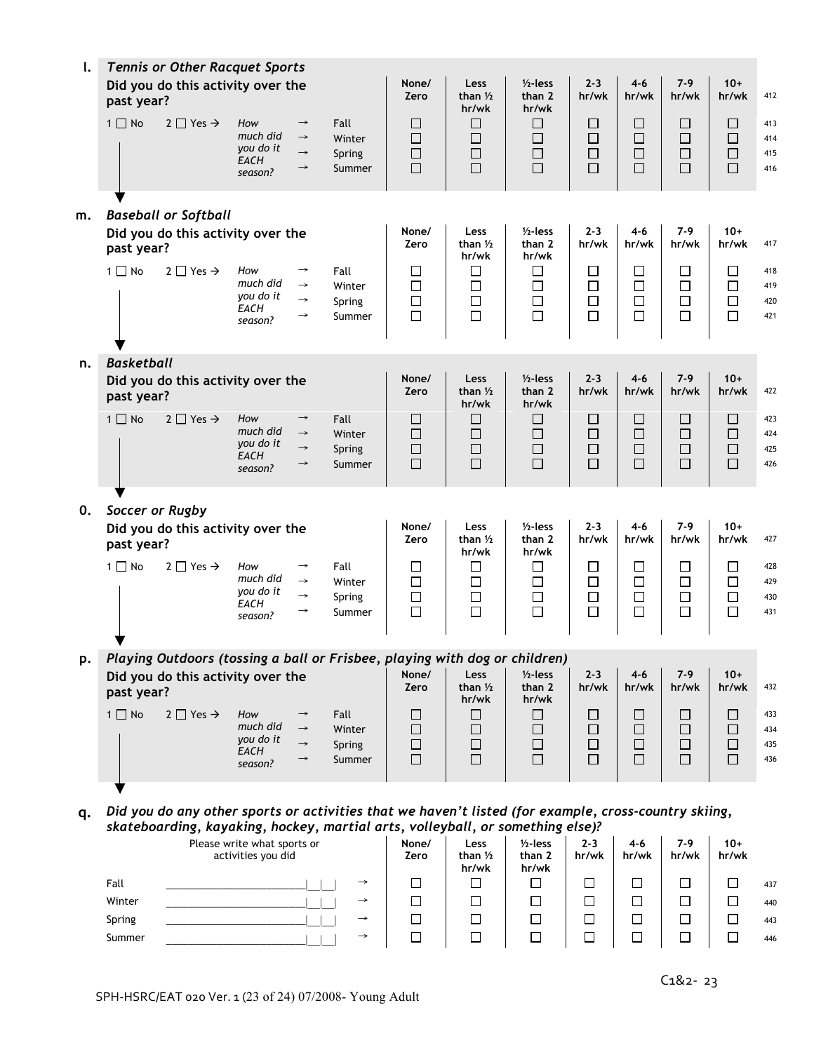**l.** ***Tennis or Other Racquet Sports***

**Did you do this activity over the past year?**

1 ☐ No 2 ☐ Yes → *How much did you do it EACH season?*

| | None/ Zero | Less than ½ hr/wk | ½-less than 2 hr/wk | 2-3 hr/wk | 4-6 hr/wk | 7-9 hr/wk | 10+ hr/wk | 412 |
|---|---|---|---|---|---|---|---|---|
| → Fall | ☐ | ☐ | ☐ | ☐ | ☐ | ☐ | ☐ | 413 |
| → Winter | ☐ | ☐ | ☐ | ☐ | ☐ | ☐ | ☐ | 414 |
| → Spring | ☐ | ☐ | ☐ | ☐ | ☐ | ☐ | ☐ | 415 |
| → Summer | ☐ | ☐ | ☐ | ☐ | ☐ | ☐ | ☐ | 416 |

**m.** ***Baseball or Softball***

**Did you do this activity over the past year?**

1 ☐ No 2 ☐ Yes → *How much did you do it EACH season?*

| | None/ Zero | Less than ½ hr/wk | ½-less than 2 hr/wk | 2-3 hr/wk | 4-6 hr/wk | 7-9 hr/wk | 10+ hr/wk | 417 |
|---|---|---|---|---|---|---|---|---|
| → Fall | ☐ | ☐ | ☐ | ☐ | ☐ | ☐ | ☐ | 418 |
| → Winter | ☐ | ☐ | ☐ | ☐ | ☐ | ☐ | ☐ | 419 |
| → Spring | ☐ | ☐ | ☐ | ☐ | ☐ | ☐ | ☐ | 420 |
| → Summer | ☐ | ☐ | ☐ | ☐ | ☐ | ☐ | ☐ | 421 |

**n.** ***Basketball***

**Did you do this activity over the past year?**

1 ☐ No 2 ☐ Yes → *How much did you do it EACH season?*

| | None/ Zero | Less than ½ hr/wk | ½-less than 2 hr/wk | 2-3 hr/wk | 4-6 hr/wk | 7-9 hr/wk | 10+ hr/wk | 422 |
|---|---|---|---|---|---|---|---|---|
| → Fall | ☐ | ☐ | ☐ | ☐ | ☐ | ☐ | ☐ | 423 |
| → Winter | ☐ | ☐ | ☐ | ☐ | ☐ | ☐ | ☐ | 424 |
| → Spring | ☐ | ☐ | ☐ | ☐ | ☐ | ☐ | ☐ | 425 |
| → Summer | ☐ | ☐ | ☐ | ☐ | ☐ | ☐ | ☐ | 426 |

**0.** ***Soccer or Rugby***

**Did you do this activity over the past year?**

1 ☐ No 2 ☐ Yes → *How much did you do it EACH season?*

| | None/ Zero | Less than ½ hr/wk | ½-less than 2 hr/wk | 2-3 hr/wk | 4-6 hr/wk | 7-9 hr/wk | 10+ hr/wk | 427 |
|---|---|---|---|---|---|---|---|---|
| → Fall | ☐ | ☐ | ☐ | ☐ | ☐ | ☐ | ☐ | 428 |
| → Winter | ☐ | ☐ | ☐ | ☐ | ☐ | ☐ | ☐ | 429 |
| → Spring | ☐ | ☐ | ☐ | ☐ | ☐ | ☐ | ☐ | 430 |
| → Summer | ☐ | ☐ | ☐ | ☐ | ☐ | ☐ | ☐ | 431 |

**p.** ***Playing Outdoors (tossing a ball or Frisbee, playing with dog or children)***

**Did you do this activity over the past year?**

1 ☐ No 2 ☐ Yes → *How much did you do it EACH season?*

| | None/ Zero | Less than ½ hr/wk | ½-less than 2 hr/wk | 2-3 hr/wk | 4-6 hr/wk | 7-9 hr/wk | 10+ hr/wk | 432 |
|---|---|---|---|---|---|---|---|---|
| → Fall | ☐ | ☐ | ☐ | ☐ | ☐ | ☐ | ☐ | 433 |
| → Winter | ☐ | ☐ | ☐ | ☐ | ☐ | ☐ | ☐ | 434 |
| → Spring | ☐ | ☐ | ☐ | ☐ | ☐ | ☐ | ☐ | 435 |
| → Summer | ☐ | ☐ | ☐ | ☐ | ☐ | ☐ | ☐ | 436 |

**q.** ***Did you do any other sports or activities that we haven't listed (for example, cross-country skiing, skateboarding, kayaking, hockey, martial arts, volleyball, or something else)?***

| | Please write what sports or activities you did | None/ Zero | Less than ½ hr/wk | ½-less than 2 hr/wk | 2-3 hr/wk | 4-6 hr/wk | 7-9 hr/wk | 10+ hr/wk | |
|---|---|---|---|---|---|---|---|---|---|
| Fall | ________________\|\_\_\|\_\_\| → | ☐ | ☐ | ☐ | ☐ | ☐ | ☐ | ☐ | 437 |
| Winter | ________________\|\_\_\|\_\_\| → | ☐ | ☐ | ☐ | ☐ | ☐ | ☐ | ☐ | 440 |
| Spring | ________________\|\_\_\|\_\_\| → | ☐ | ☐ | ☐ | ☐ | ☐ | ☐ | ☐ | 443 |
| Summer | ________________\|\_\_\|\_\_\| → | ☐ | ☐ | ☐ | ☐ | ☐ | ☐ | ☐ | 446 |

C1&2- 23

SPH-HSRC/EAT 020 Ver. 1 (23 of 24) 07/2008- Young Adult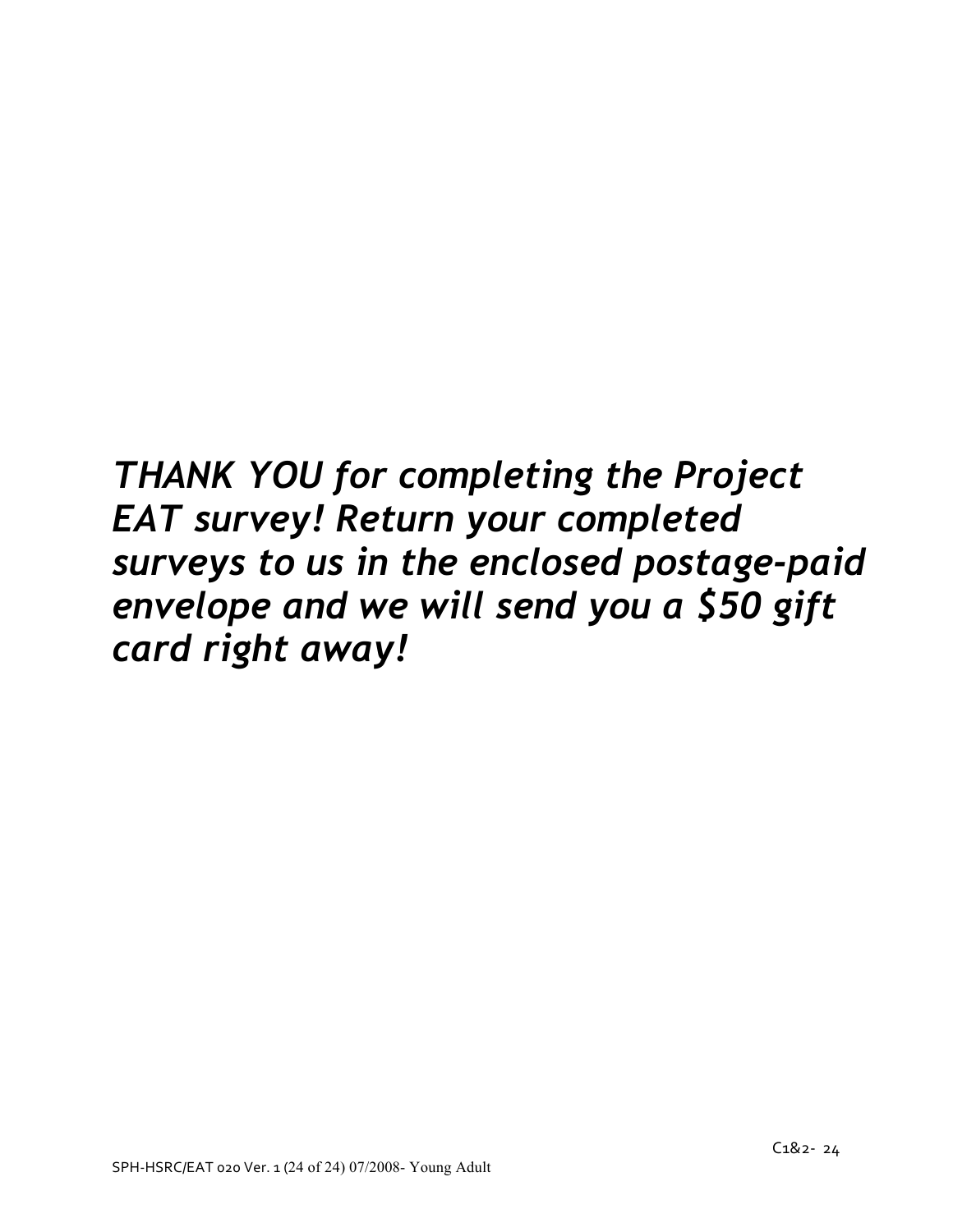***THANK YOU for completing the Project EAT survey! Return your completed surveys to us in the enclosed postage-paid envelope and we will send you a $50 gift card right away!***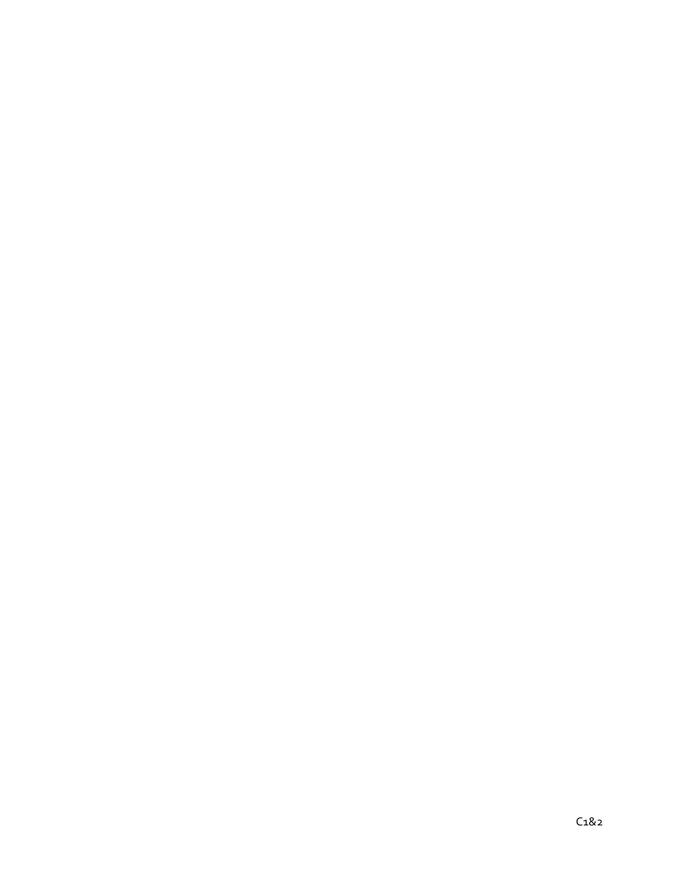C1&2